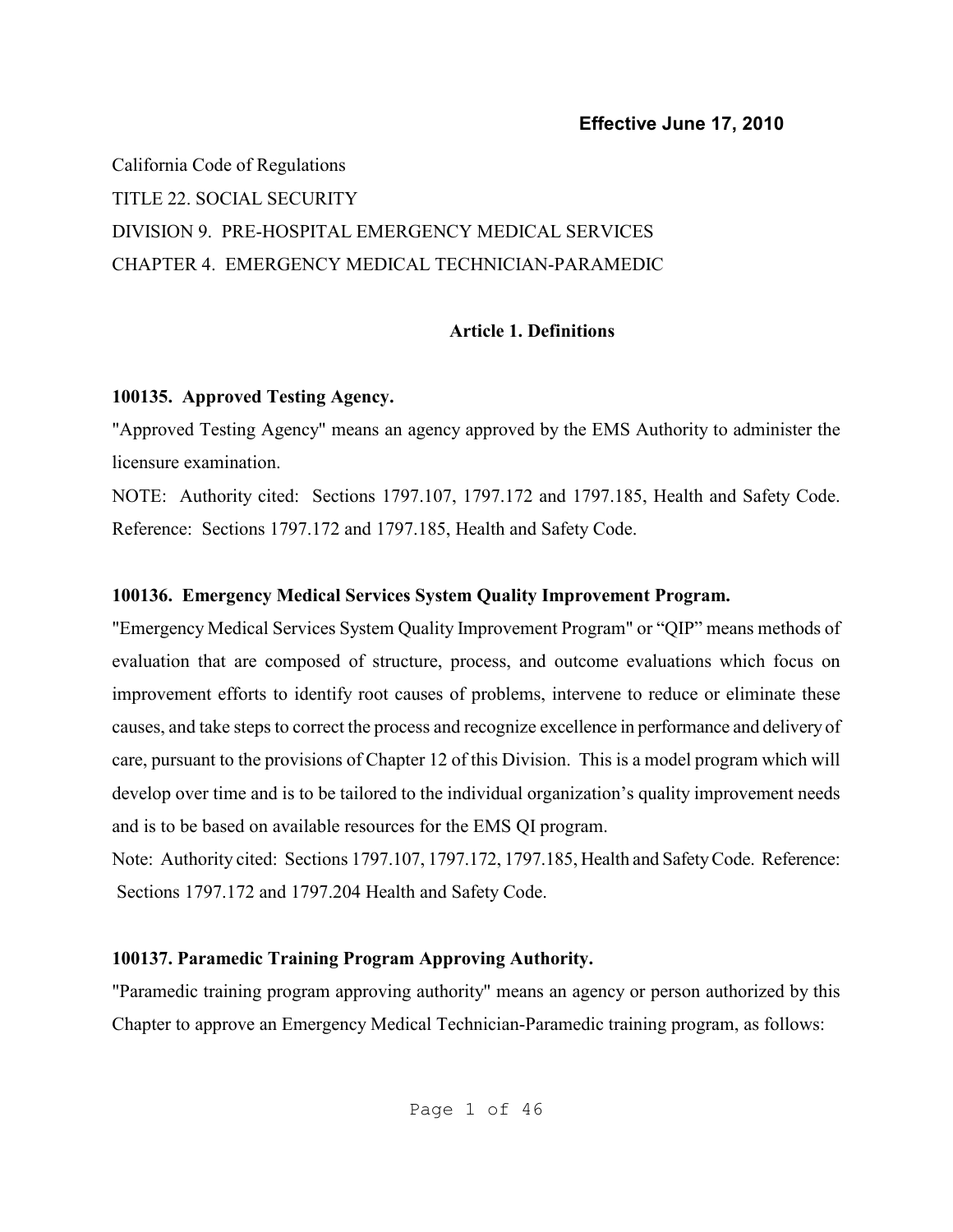**Effective June 17, 2010**

California Code of Regulations

TITLE 22. SOCIAL SECURITY

DIVISION 9. PRE-HOSPITAL EMERGENCY MEDICAL SERVICES

CHAPTER 4. EMERGENCY MEDICAL TECHNICIAN-PARAMEDIC

## Article 1. Definitions

### 100135. Approved Testing Agency.

"Approved Testing Agency" means an agency approved by the EMS Authority to administer the licensure examination.

NOTE: Authority cited: Sections 1797.107, 1797.172 and 1797.185, Health and Safety Code. Reference: Sections 1797.172 and 1797.185, Health and Safety Code.

### 100136. Emergency Medical Services System Quality Improvement Program.

"Emergency Medical Services System Quality Improvement Program" or "QIP" means methods of evaluation that are composed of structure, process, and outcome evaluations which focus on improvement efforts to identify root causes of problems, intervene to reduce or eliminate these causes, and take steps to correct the process and recognize excellence in performance and delivery of care, pursuant to the provisions of Chapter 12 of this Division. This is a model program which will develop over time and is to be tailored to the individual organization's quality improvement needs and is to be based on available resources for the EMS QI program.

Note: Authority cited: Sections 1797.107, 1797.172, 1797.185, Health and Safety Code. Reference: Sections 1797.172 and 1797.204 Health and Safety Code.

### 100137. Paramedic Training Program Approving Authority.

"Paramedic training program approving authority" means an agency or person authorized by this Chapter to approve an Emergency Medical Technician-Paramedic training program, as follows: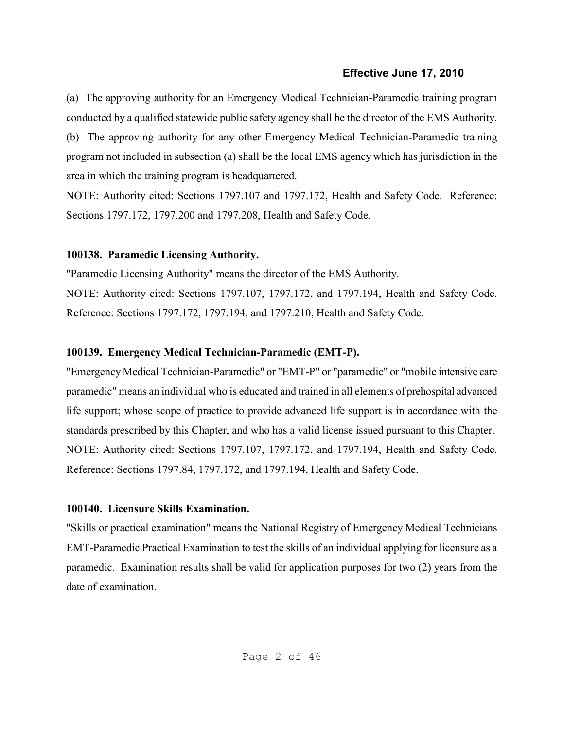(a) The approving authority for an Emergency Medical Technician-Paramedic training program conducted by a qualified statewide public safety agency shall be the director of the EMS Authority.

(b) The approving authority for any other Emergency Medical Technician-Paramedic training program not included in subsection (a) shall be the local EMS agency which has jurisdiction in the area in which the training program is headquartered.

NOTE: Authority cited: Sections 1797.107 and 1797.172, Health and Safety Code. Reference: Sections 1797.172, 1797.200 and 1797.208, Health and Safety Code.

**100138. Paramedic Licensing Authority.**

"Paramedic Licensing Authority" means the director of the EMS Authority.

NOTE: Authority cited: Sections 1797.107, 1797.172, and 1797.194, Health and Safety Code. Reference: Sections 1797.172, 1797.194, and 1797.210, Health and Safety Code.

**100139. Emergency Medical Technician-Paramedic (EMT-P).**

"Emergency Medical Technician-Paramedic" or "EMT-P" or "paramedic" or "mobile intensive care paramedic" means an individual who is educated and trained in all elements of prehospital advanced life support; whose scope of practice to provide advanced life support is in accordance with the standards prescribed by this Chapter, and who has a valid license issued pursuant to this Chapter.

NOTE: Authority cited: Sections 1797.107, 1797.172, and 1797.194, Health and Safety Code. Reference: Sections 1797.84, 1797.172, and 1797.194, Health and Safety Code.

**100140. Licensure Skills Examination.**

"Skills or practical examination" means the National Registry of Emergency Medical Technicians EMT-Paramedic Practical Examination to test the skills of an individual applying for licensure as a paramedic. Examination results shall be valid for application purposes for two (2) years from the date of examination.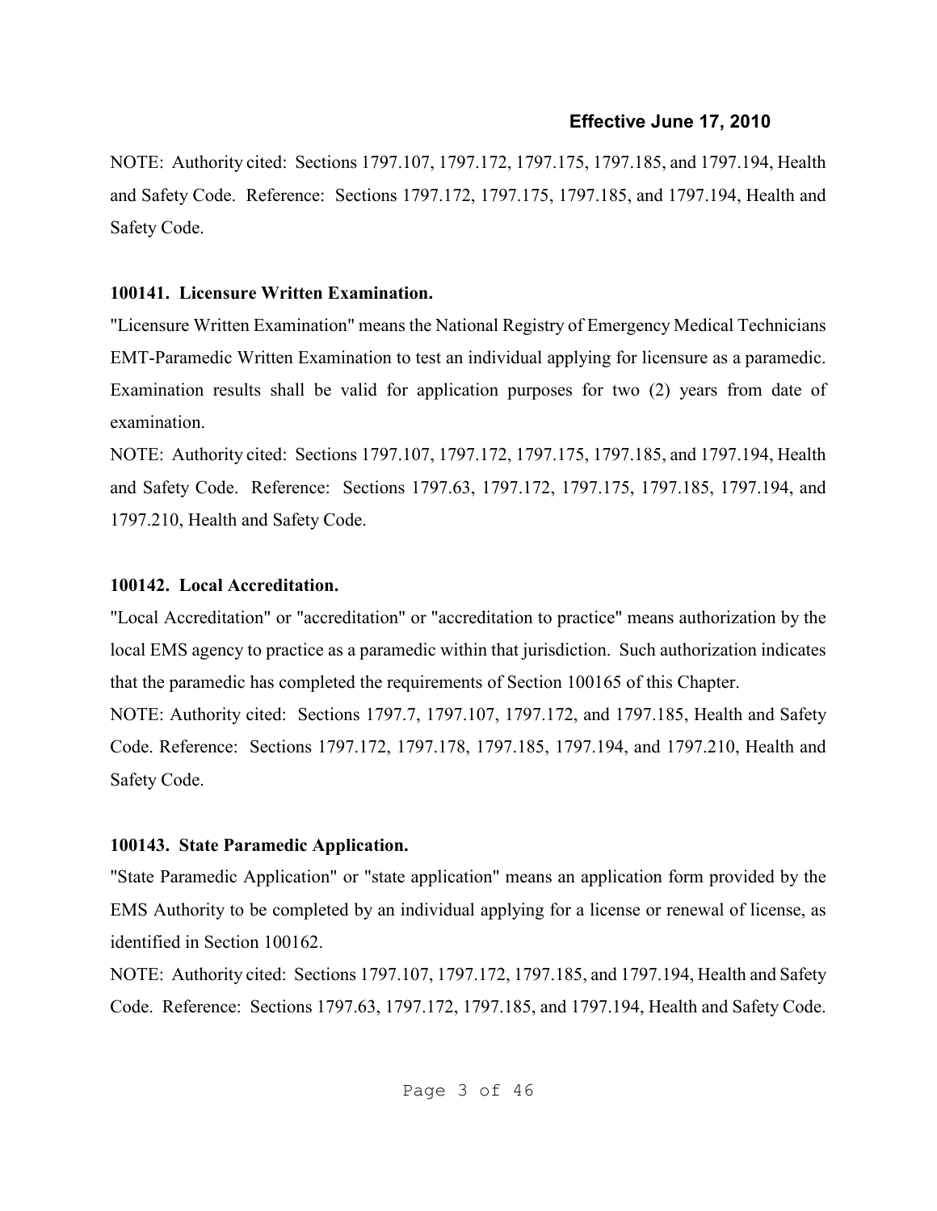NOTE: Authority cited: Sections 1797.107, 1797.172, 1797.175, 1797.185, and 1797.194, Health and Safety Code. Reference: Sections 1797.172, 1797.175, 1797.185, and 1797.194, Health and Safety Code.

**100141. Licensure Written Examination.**

"Licensure Written Examination" means the National Registry of Emergency Medical Technicians EMT-Paramedic Written Examination to test an individual applying for licensure as a paramedic. Examination results shall be valid for application purposes for two (2) years from date of examination.

NOTE: Authority cited: Sections 1797.107, 1797.172, 1797.175, 1797.185, and 1797.194, Health and Safety Code. Reference: Sections 1797.63, 1797.172, 1797.175, 1797.185, 1797.194, and 1797.210, Health and Safety Code.

**100142. Local Accreditation.**

"Local Accreditation" or "accreditation" or "accreditation to practice" means authorization by the local EMS agency to practice as a paramedic within that jurisdiction. Such authorization indicates that the paramedic has completed the requirements of Section 100165 of this Chapter.

NOTE: Authority cited: Sections 1797.7, 1797.107, 1797.172, and 1797.185, Health and Safety Code. Reference: Sections 1797.172, 1797.178, 1797.185, 1797.194, and 1797.210, Health and Safety Code.

**100143. State Paramedic Application.**

"State Paramedic Application" or "state application" means an application form provided by the EMS Authority to be completed by an individual applying for a license or renewal of license, as identified in Section 100162.

NOTE: Authority cited: Sections 1797.107, 1797.172, 1797.185, and 1797.194, Health and Safety Code. Reference: Sections 1797.63, 1797.172, 1797.185, and 1797.194, Health and Safety Code.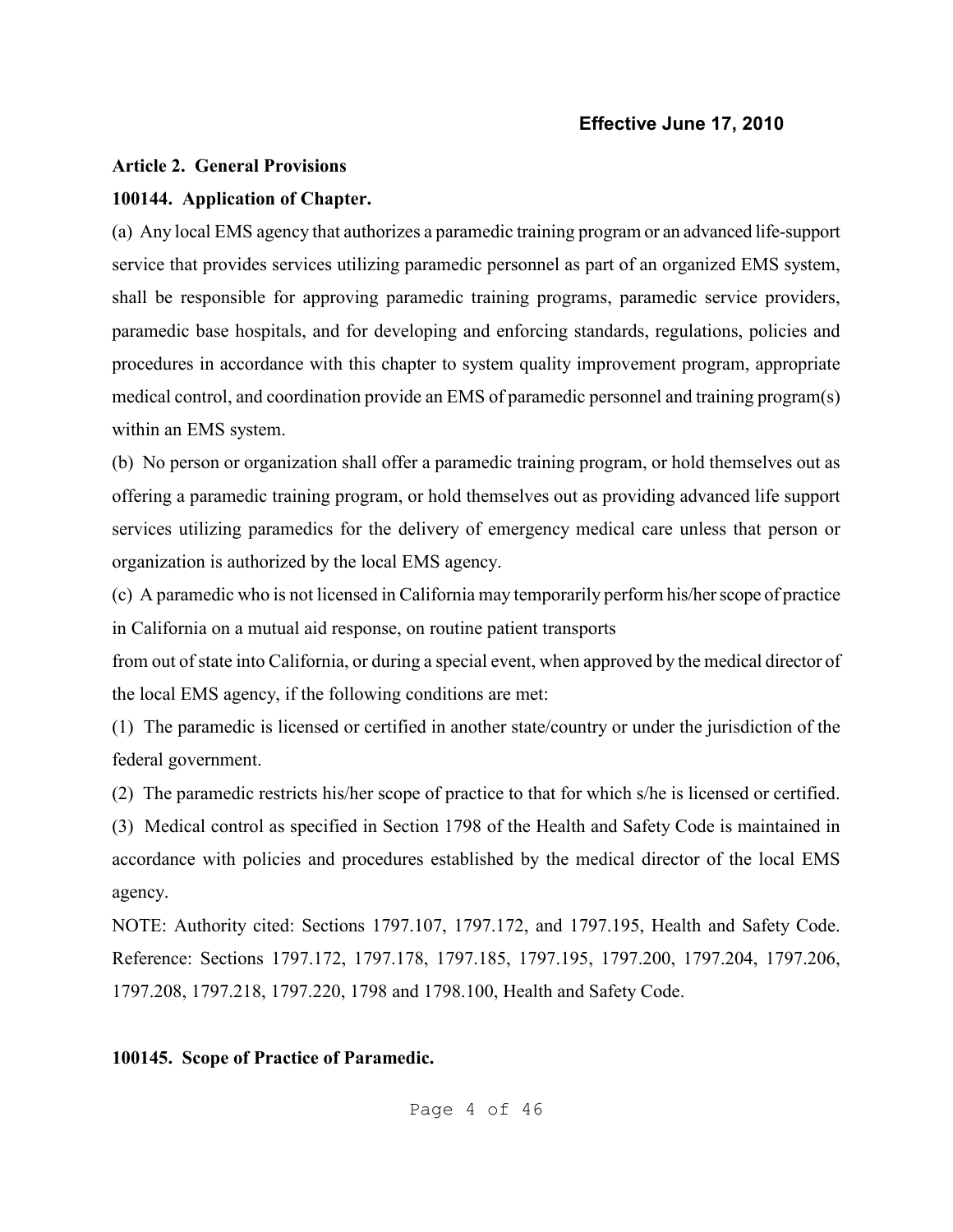**Effective June 17, 2010**

**Article 2. General Provisions**

**100144. Application of Chapter.**

(a) Any local EMS agency that authorizes a paramedic training program or an advanced life-support service that provides services utilizing paramedic personnel as part of an organized EMS system, shall be responsible for approving paramedic training programs, paramedic service providers, paramedic base hospitals, and for developing and enforcing standards, regulations, policies and procedures in accordance with this chapter to system quality improvement program, appropriate medical control, and coordination provide an EMS of paramedic personnel and training program(s) within an EMS system.

(b) No person or organization shall offer a paramedic training program, or hold themselves out as offering a paramedic training program, or hold themselves out as providing advanced life support services utilizing paramedics for the delivery of emergency medical care unless that person or organization is authorized by the local EMS agency.

(c) A paramedic who is not licensed in California may temporarily perform his/her scope of practice in California on a mutual aid response, on routine patient transports from out of state into California, or during a special event, when approved by the medical director of the local EMS agency, if the following conditions are met:

(1) The paramedic is licensed or certified in another state/country or under the jurisdiction of the federal government.

(2) The paramedic restricts his/her scope of practice to that for which s/he is licensed or certified.

(3) Medical control as specified in Section 1798 of the Health and Safety Code is maintained in accordance with policies and procedures established by the medical director of the local EMS agency.

NOTE: Authority cited: Sections 1797.107, 1797.172, and 1797.195, Health and Safety Code. Reference: Sections 1797.172, 1797.178, 1797.185, 1797.195, 1797.200, 1797.204, 1797.206, 1797.208, 1797.218, 1797.220, 1798 and 1798.100, Health and Safety Code.

**100145. Scope of Practice of Paramedic.**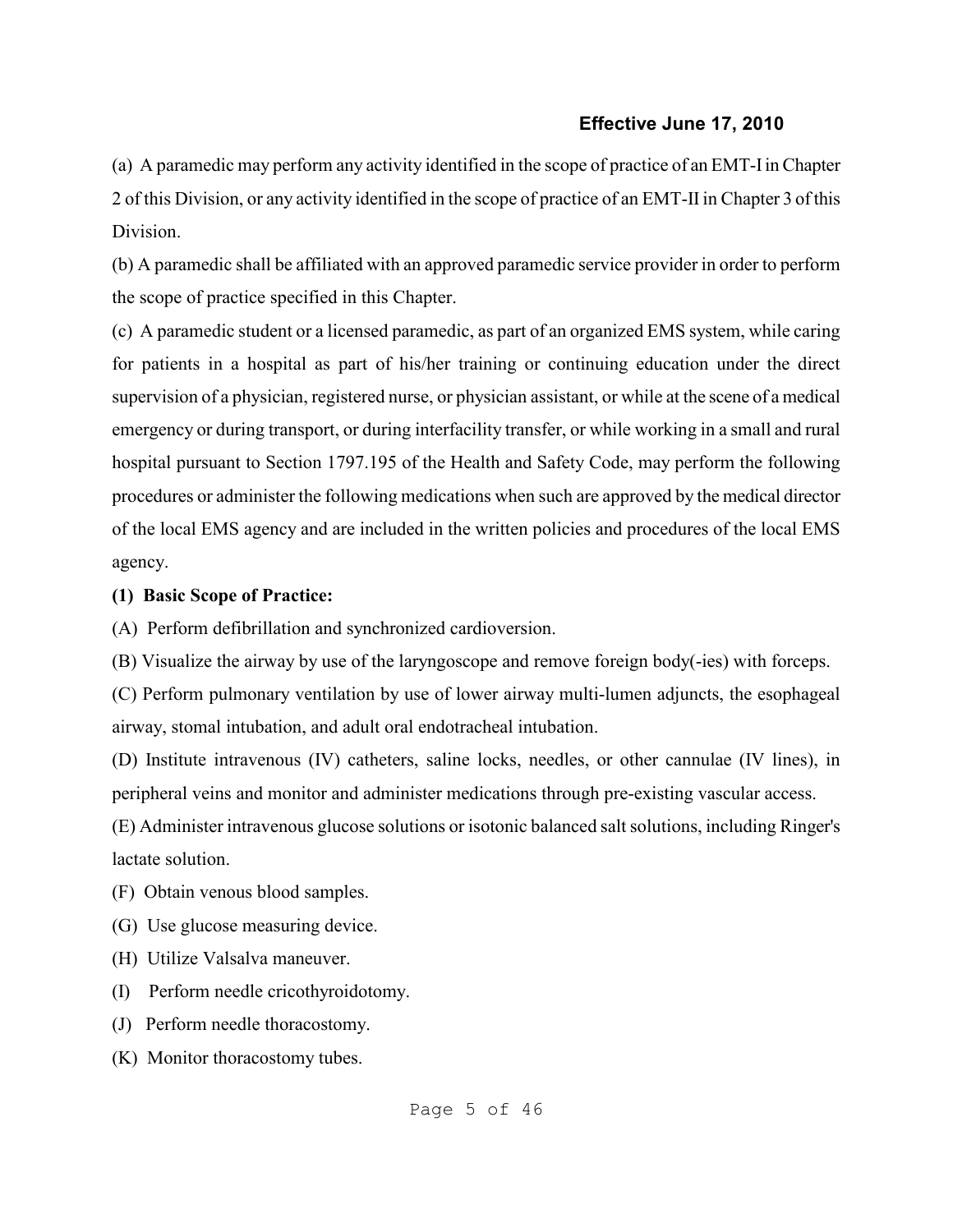**Effective June 17, 2010**

(a) A paramedic may perform any activity identified in the scope of practice of an EMT-I in Chapter 2 of this Division, or any activity identified in the scope of practice of an EMT-II in Chapter 3 of this Division.

(b) A paramedic shall be affiliated with an approved paramedic service provider in order to perform the scope of practice specified in this Chapter.

(c) A paramedic student or a licensed paramedic, as part of an organized EMS system, while caring for patients in a hospital as part of his/her training or continuing education under the direct supervision of a physician, registered nurse, or physician assistant, or while at the scene of a medical emergency or during transport, or during interfacility transfer, or while working in a small and rural hospital pursuant to Section 1797.195 of the Health and Safety Code, may perform the following procedures or administer the following medications when such are approved by the medical director of the local EMS agency and are included in the written policies and procedures of the local EMS agency.

**(1) Basic Scope of Practice:**

(A) Perform defibrillation and synchronized cardioversion.

(B) Visualize the airway by use of the laryngoscope and remove foreign body(-ies) with forceps.

(C) Perform pulmonary ventilation by use of lower airway multi-lumen adjuncts, the esophageal airway, stomal intubation, and adult oral endotracheal intubation.

(D) Institute intravenous (IV) catheters, saline locks, needles, or other cannulae (IV lines), in peripheral veins and monitor and administer medications through pre-existing vascular access.

(E) Administer intravenous glucose solutions or isotonic balanced salt solutions, including Ringer's lactate solution.

(F) Obtain venous blood samples.

(G) Use glucose measuring device.

(H) Utilize Valsalva maneuver.

(I) Perform needle cricothyroidotomy.

(J) Perform needle thoracostomy.

(K) Monitor thoracostomy tubes.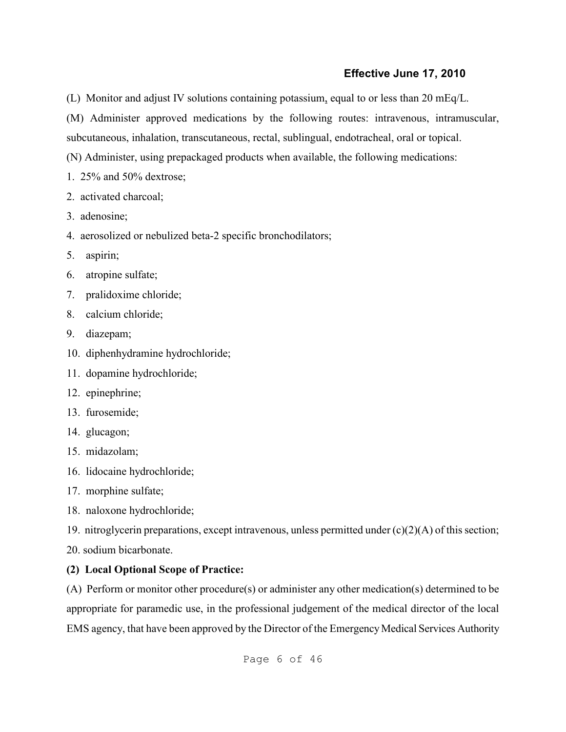**Effective June 17, 2010**

(L) Monitor and adjust IV solutions containing potassium, equal to or less than 20 mEq/L.

(M) Administer approved medications by the following routes: intravenous, intramuscular, subcutaneous, inhalation, transcutaneous, rectal, sublingual, endotracheal, oral or topical.

(N) Administer, using prepackaged products when available, the following medications:

1. 25% and 50% dextrose;
2. activated charcoal;
3. adenosine;
4. aerosolized or nebulized beta-2 specific bronchodilators;
5. aspirin;
6. atropine sulfate;
7. pralidoxime chloride;
8. calcium chloride;
9. diazepam;
10. diphenhydramine hydrochloride;
11. dopamine hydrochloride;
12. epinephrine;
13. furosemide;
14. glucagon;
15. midazolam;
16. lidocaine hydrochloride;
17. morphine sulfate;
18. naloxone hydrochloride;
19. nitroglycerin preparations, except intravenous, unless permitted under (c)(2)(A) of this section;
20. sodium bicarbonate.

**(2) Local Optional Scope of Practice:**

(A) Perform or monitor other procedure(s) or administer any other medication(s) determined to be appropriate for paramedic use, in the professional judgement of the medical director of the local EMS agency, that have been approved by the Director of the Emergency Medical Services Authority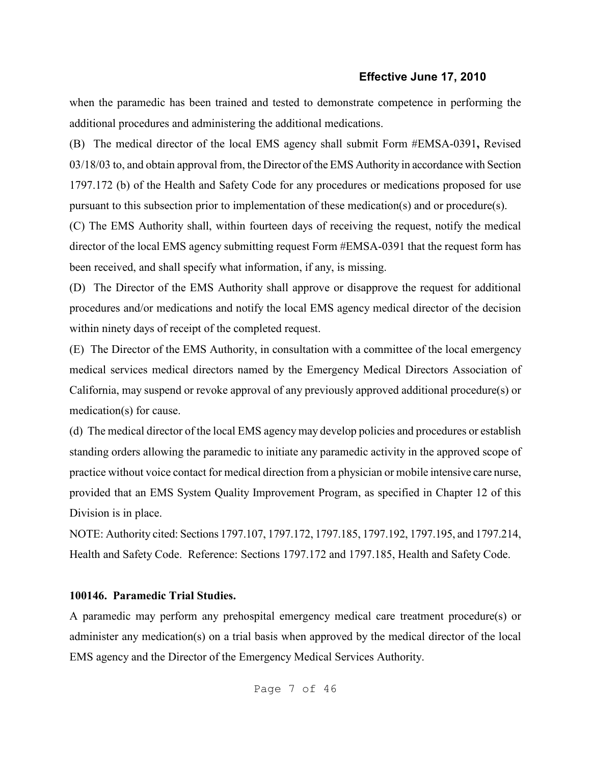when the paramedic has been trained and tested to demonstrate competence in performing the additional procedures and administering the additional medications.

(B) The medical director of the local EMS agency shall submit Form #EMSA-0391**,** Revised 03/18/03 to, and obtain approval from, the Director of the EMS Authority in accordance with Section 1797.172 (b) of the Health and Safety Code for any procedures or medications proposed for use pursuant to this subsection prior to implementation of these medication(s) and or procedure(s).

(C) The EMS Authority shall, within fourteen days of receiving the request, notify the medical director of the local EMS agency submitting request Form #EMSA-0391 that the request form has been received, and shall specify what information, if any, is missing.

(D) The Director of the EMS Authority shall approve or disapprove the request for additional procedures and/or medications and notify the local EMS agency medical director of the decision within ninety days of receipt of the completed request.

(E) The Director of the EMS Authority, in consultation with a committee of the local emergency medical services medical directors named by the Emergency Medical Directors Association of California, may suspend or revoke approval of any previously approved additional procedure(s) or medication(s) for cause.

(d) The medical director of the local EMS agency may develop policies and procedures or establish standing orders allowing the paramedic to initiate any paramedic activity in the approved scope of practice without voice contact for medical direction from a physician or mobile intensive care nurse, provided that an EMS System Quality Improvement Program, as specified in Chapter 12 of this Division is in place.

NOTE: Authority cited: Sections 1797.107, 1797.172, 1797.185, 1797.192, 1797.195, and 1797.214, Health and Safety Code. Reference: Sections 1797.172 and 1797.185, Health and Safety Code.

**100146. Paramedic Trial Studies.**

A paramedic may perform any prehospital emergency medical care treatment procedure(s) or administer any medication(s) on a trial basis when approved by the medical director of the local EMS agency and the Director of the Emergency Medical Services Authority.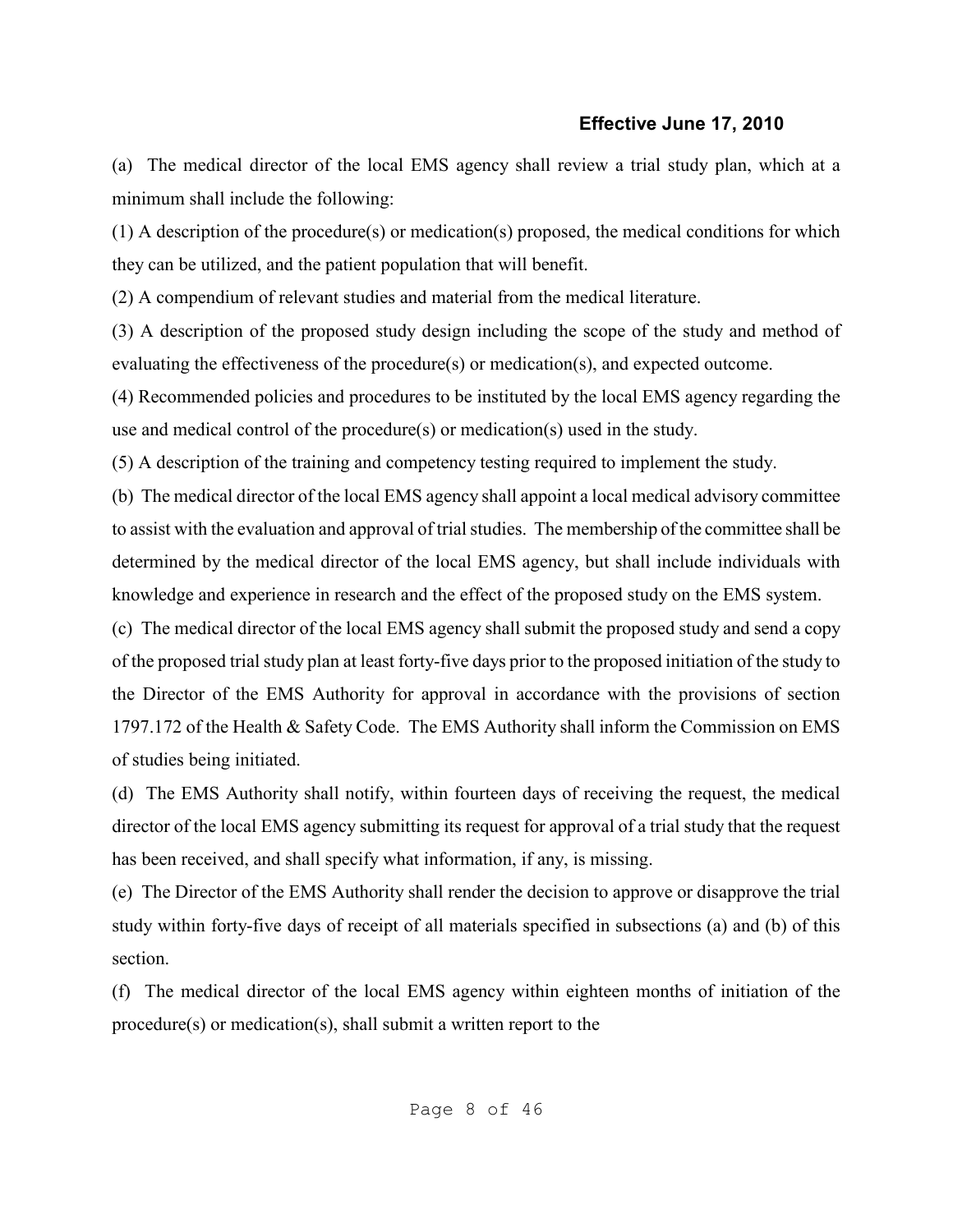(a) The medical director of the local EMS agency shall review a trial study plan, which at a minimum shall include the following:

(1) A description of the procedure(s) or medication(s) proposed, the medical conditions for which they can be utilized, and the patient population that will benefit.

(2) A compendium of relevant studies and material from the medical literature.

(3) A description of the proposed study design including the scope of the study and method of evaluating the effectiveness of the procedure(s) or medication(s), and expected outcome.

(4) Recommended policies and procedures to be instituted by the local EMS agency regarding the use and medical control of the procedure(s) or medication(s) used in the study.

(5) A description of the training and competency testing required to implement the study.

(b) The medical director of the local EMS agency shall appoint a local medical advisory committee to assist with the evaluation and approval of trial studies. The membership of the committee shall be determined by the medical director of the local EMS agency, but shall include individuals with knowledge and experience in research and the effect of the proposed study on the EMS system.

(c) The medical director of the local EMS agency shall submit the proposed study and send a copy of the proposed trial study plan at least forty-five days prior to the proposed initiation of the study to the Director of the EMS Authority for approval in accordance with the provisions of section 1797.172 of the Health & Safety Code. The EMS Authority shall inform the Commission on EMS of studies being initiated.

(d) The EMS Authority shall notify, within fourteen days of receiving the request, the medical director of the local EMS agency submitting its request for approval of a trial study that the request has been received, and shall specify what information, if any, is missing.

(e) The Director of the EMS Authority shall render the decision to approve or disapprove the trial study within forty-five days of receipt of all materials specified in subsections (a) and (b) of this section.

(f) The medical director of the local EMS agency within eighteen months of initiation of the procedure(s) or medication(s), shall submit a written report to the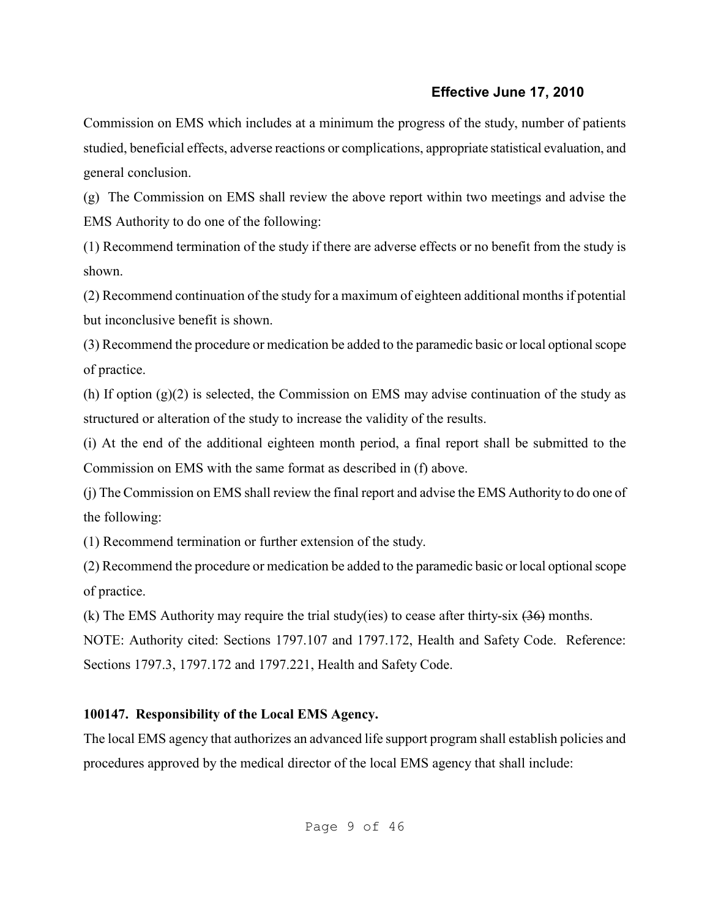Commission on EMS which includes at a minimum the progress of the study, number of patients studied, beneficial effects, adverse reactions or complications, appropriate statistical evaluation, and general conclusion.

(g) The Commission on EMS shall review the above report within two meetings and advise the EMS Authority to do one of the following:

(1) Recommend termination of the study if there are adverse effects or no benefit from the study is shown.

(2) Recommend continuation of the study for a maximum of eighteen additional months if potential but inconclusive benefit is shown.

(3) Recommend the procedure or medication be added to the paramedic basic or local optional scope of practice.

(h) If option (g)(2) is selected, the Commission on EMS may advise continuation of the study as structured or alteration of the study to increase the validity of the results.

(i) At the end of the additional eighteen month period, a final report shall be submitted to the Commission on EMS with the same format as described in (f) above.

(j) The Commission on EMS shall review the final report and advise the EMS Authority to do one of the following:

(1) Recommend termination or further extension of the study.

(2) Recommend the procedure or medication be added to the paramedic basic or local optional scope of practice.

(k) The EMS Authority may require the trial study(ies) to cease after thirty-six ~~(36)~~ months.

NOTE: Authority cited: Sections 1797.107 and 1797.172, Health and Safety Code. Reference: Sections 1797.3, 1797.172 and 1797.221, Health and Safety Code.

**100147. Responsibility of the Local EMS Agency.**

The local EMS agency that authorizes an advanced life support program shall establish policies and procedures approved by the medical director of the local EMS agency that shall include: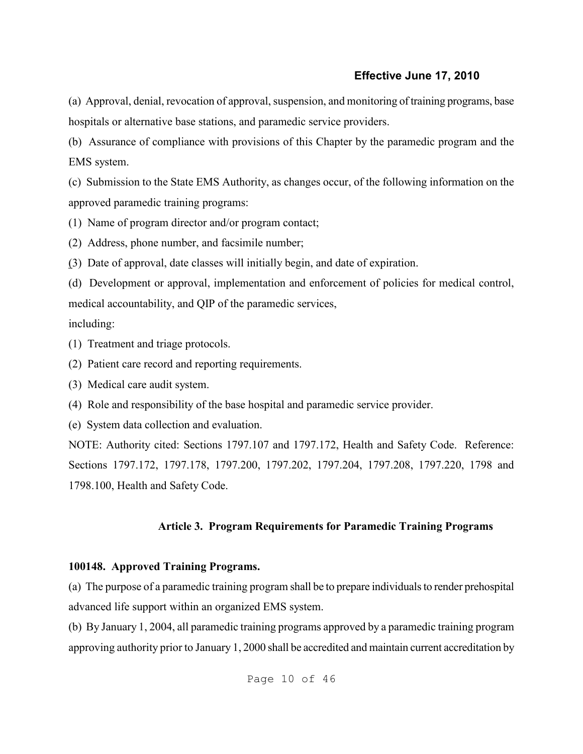(a) Approval, denial, revocation of approval, suspension, and monitoring of training programs, base hospitals or alternative base stations, and paramedic service providers.

(b) Assurance of compliance with provisions of this Chapter by the paramedic program and the EMS system.

(c) Submission to the State EMS Authority, as changes occur, of the following information on the approved paramedic training programs:

(1) Name of program director and/or program contact;

(2) Address, phone number, and facsimile number;

(3) Date of approval, date classes will initially begin, and date of expiration.

(d) Development or approval, implementation and enforcement of policies for medical control, medical accountability, and QIP of the paramedic services, including:

(1) Treatment and triage protocols.

(2) Patient care record and reporting requirements.

(3) Medical care audit system.

(4) Role and responsibility of the base hospital and paramedic service provider.

(e) System data collection and evaluation.

NOTE: Authority cited: Sections 1797.107 and 1797.172, Health and Safety Code. Reference: Sections 1797.172, 1797.178, 1797.200, 1797.202, 1797.204, 1797.208, 1797.220, 1798 and 1798.100, Health and Safety Code.

## Article 3. Program Requirements for Paramedic Training Programs

### 100148. Approved Training Programs.

(a) The purpose of a paramedic training program shall be to prepare individuals to render prehospital advanced life support within an organized EMS system.

(b) By January 1, 2004, all paramedic training programs approved by a paramedic training program approving authority prior to January 1, 2000 shall be accredited and maintain current accreditation by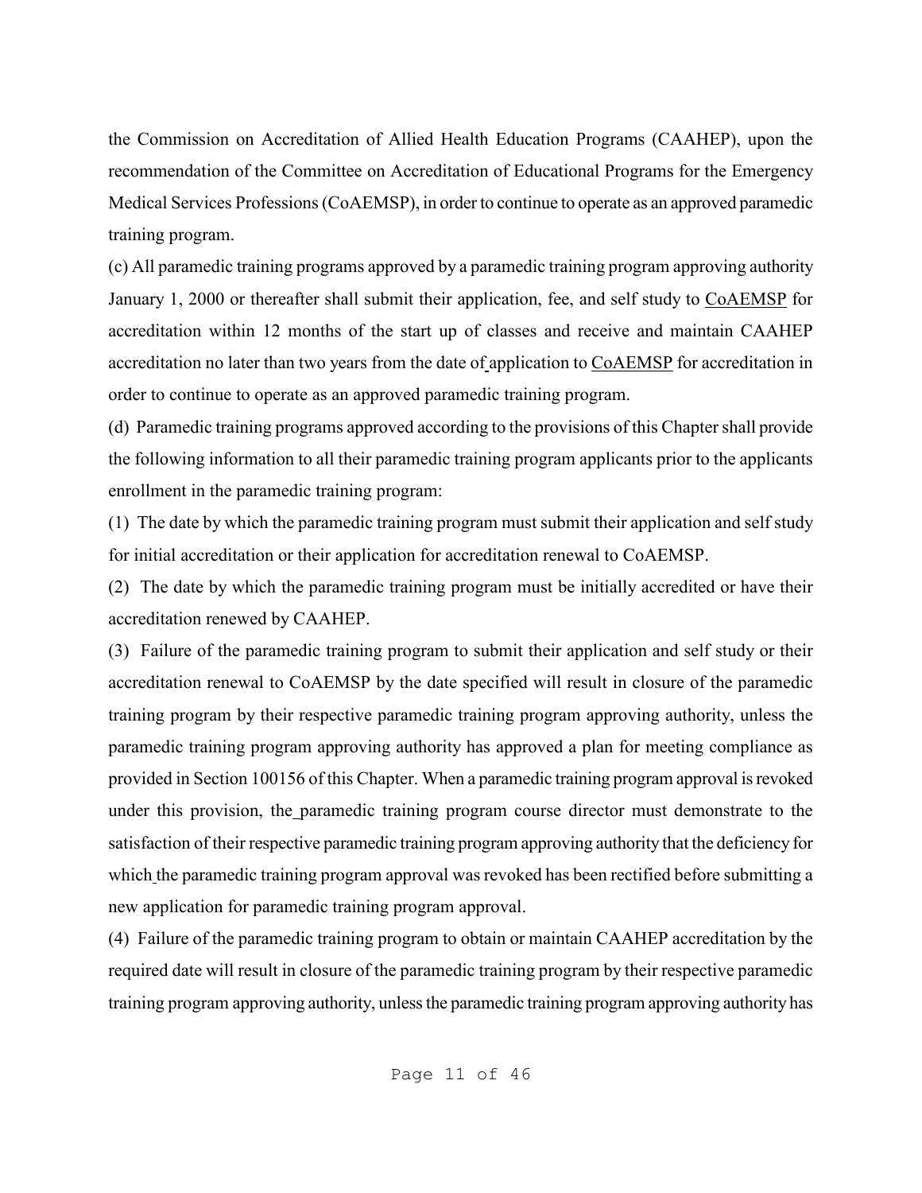the Commission on Accreditation of Allied Health Education Programs (CAAHEP), upon the recommendation of the Committee on Accreditation of Educational Programs for the Emergency Medical Services Professions (CoAEMSP), in order to continue to operate as an approved paramedic training program.

(c) All paramedic training programs approved by a paramedic training program approving authority January 1, 2000 or thereafter shall submit their application, fee, and self study to CoAEMSP for accreditation within 12 months of the start up of classes and receive and maintain CAAHEP accreditation no later than two years from the date of application to CoAEMSP for accreditation in order to continue to operate as an approved paramedic training program.

(d) Paramedic training programs approved according to the provisions of this Chapter shall provide the following information to all their paramedic training program applicants prior to the applicants enrollment in the paramedic training program:

(1) The date by which the paramedic training program must submit their application and self study for initial accreditation or their application for accreditation renewal to CoAEMSP.

(2) The date by which the paramedic training program must be initially accredited or have their accreditation renewed by CAAHEP.

(3) Failure of the paramedic training program to submit their application and self study or their accreditation renewal to CoAEMSP by the date specified will result in closure of the paramedic training program by their respective paramedic training program approving authority, unless the paramedic training program approving authority has approved a plan for meeting compliance as provided in Section 100156 of this Chapter. When a paramedic training program approval is revoked under this provision, the paramedic training program course director must demonstrate to the satisfaction of their respective paramedic training program approving authority that the deficiency for which the paramedic training program approval was revoked has been rectified before submitting a new application for paramedic training program approval.

(4) Failure of the paramedic training program to obtain or maintain CAAHEP accreditation by the required date will result in closure of the paramedic training program by their respective paramedic training program approving authority, unless the paramedic training program approving authority has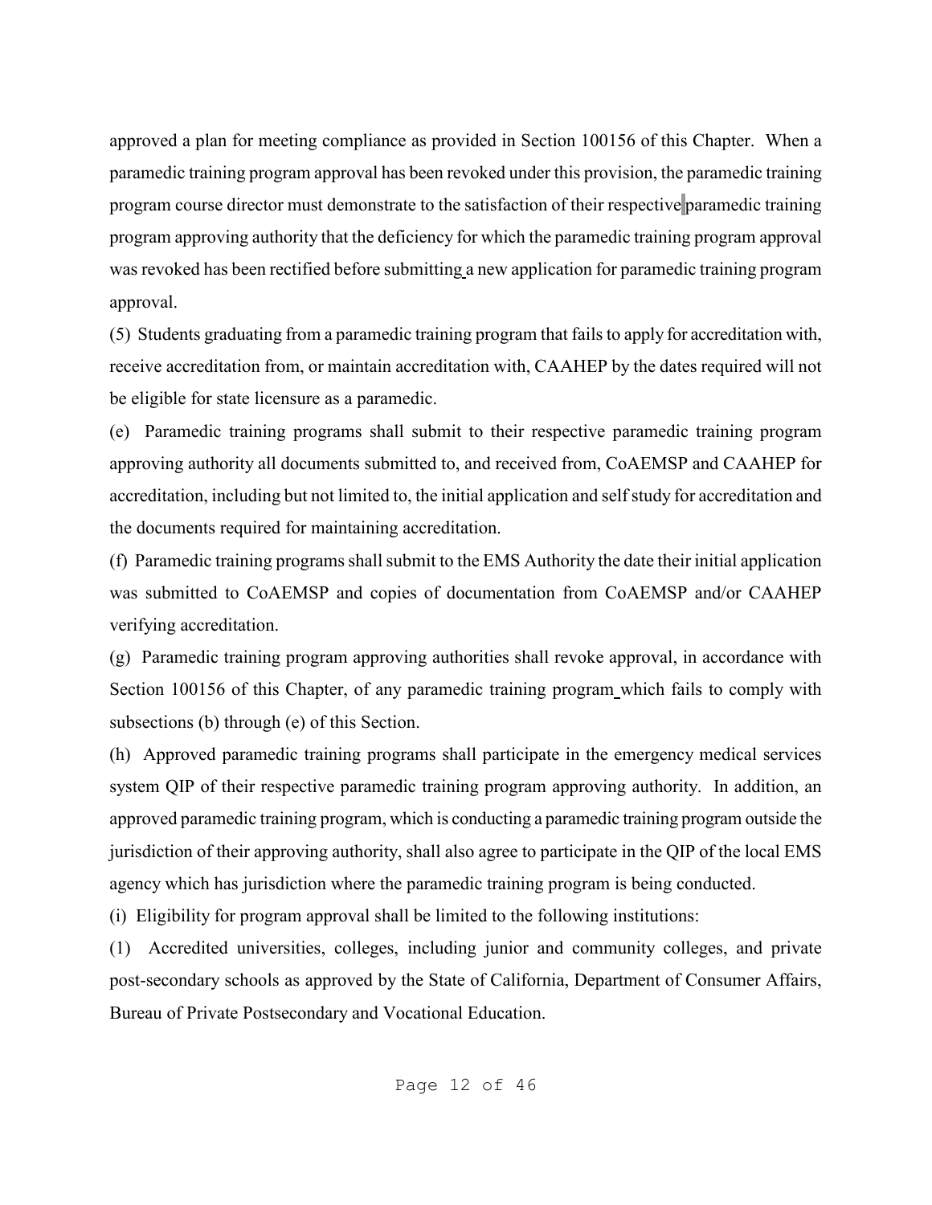approved a plan for meeting compliance as provided in Section 100156 of this Chapter. When a paramedic training program approval has been revoked under this provision, the paramedic training program course director must demonstrate to the satisfaction of their respective paramedic training program approving authority that the deficiency for which the paramedic training program approval was revoked has been rectified before submitting a new application for paramedic training program approval.

(5) Students graduating from a paramedic training program that fails to apply for accreditation with, receive accreditation from, or maintain accreditation with, CAAHEP by the dates required will not be eligible for state licensure as a paramedic.

(e) Paramedic training programs shall submit to their respective paramedic training program approving authority all documents submitted to, and received from, CoAEMSP and CAAHEP for accreditation, including but not limited to, the initial application and self study for accreditation and the documents required for maintaining accreditation.

(f) Paramedic training programs shall submit to the EMS Authority the date their initial application was submitted to CoAEMSP and copies of documentation from CoAEMSP and/or CAAHEP verifying accreditation.

(g) Paramedic training program approving authorities shall revoke approval, in accordance with Section 100156 of this Chapter, of any paramedic training program which fails to comply with subsections (b) through (e) of this Section.

(h) Approved paramedic training programs shall participate in the emergency medical services system QIP of their respective paramedic training program approving authority. In addition, an approved paramedic training program, which is conducting a paramedic training program outside the jurisdiction of their approving authority, shall also agree to participate in the QIP of the local EMS agency which has jurisdiction where the paramedic training program is being conducted.

(i) Eligibility for program approval shall be limited to the following institutions:

(1) Accredited universities, colleges, including junior and community colleges, and private post-secondary schools as approved by the State of California, Department of Consumer Affairs, Bureau of Private Postsecondary and Vocational Education.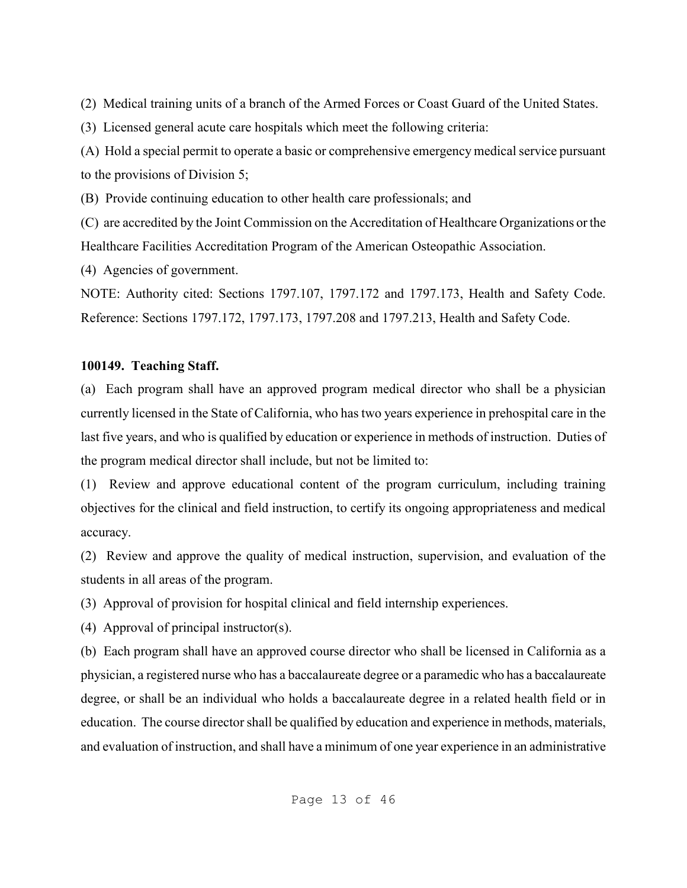(2) Medical training units of a branch of the Armed Forces or Coast Guard of the United States.

(3) Licensed general acute care hospitals which meet the following criteria:

(A) Hold a special permit to operate a basic or comprehensive emergency medical service pursuant to the provisions of Division 5;

(B) Provide continuing education to other health care professionals; and

(C) are accredited by the Joint Commission on the Accreditation of Healthcare Organizations or the Healthcare Facilities Accreditation Program of the American Osteopathic Association.

(4) Agencies of government.

NOTE: Authority cited: Sections 1797.107, 1797.172 and 1797.173, Health and Safety Code. Reference: Sections 1797.172, 1797.173, 1797.208 and 1797.213, Health and Safety Code.

**100149. Teaching Staff.**

(a) Each program shall have an approved program medical director who shall be a physician currently licensed in the State of California, who has two years experience in prehospital care in the last five years, and who is qualified by education or experience in methods of instruction. Duties of the program medical director shall include, but not be limited to:

(1) Review and approve educational content of the program curriculum, including training objectives for the clinical and field instruction, to certify its ongoing appropriateness and medical accuracy.

(2) Review and approve the quality of medical instruction, supervision, and evaluation of the students in all areas of the program.

(3) Approval of provision for hospital clinical and field internship experiences.

(4) Approval of principal instructor(s).

(b) Each program shall have an approved course director who shall be licensed in California as a physician, a registered nurse who has a baccalaureate degree or a paramedic who has a baccalaureate degree, or shall be an individual who holds a baccalaureate degree in a related health field or in education. The course director shall be qualified by education and experience in methods, materials, and evaluation of instruction, and shall have a minimum of one year experience in an administrative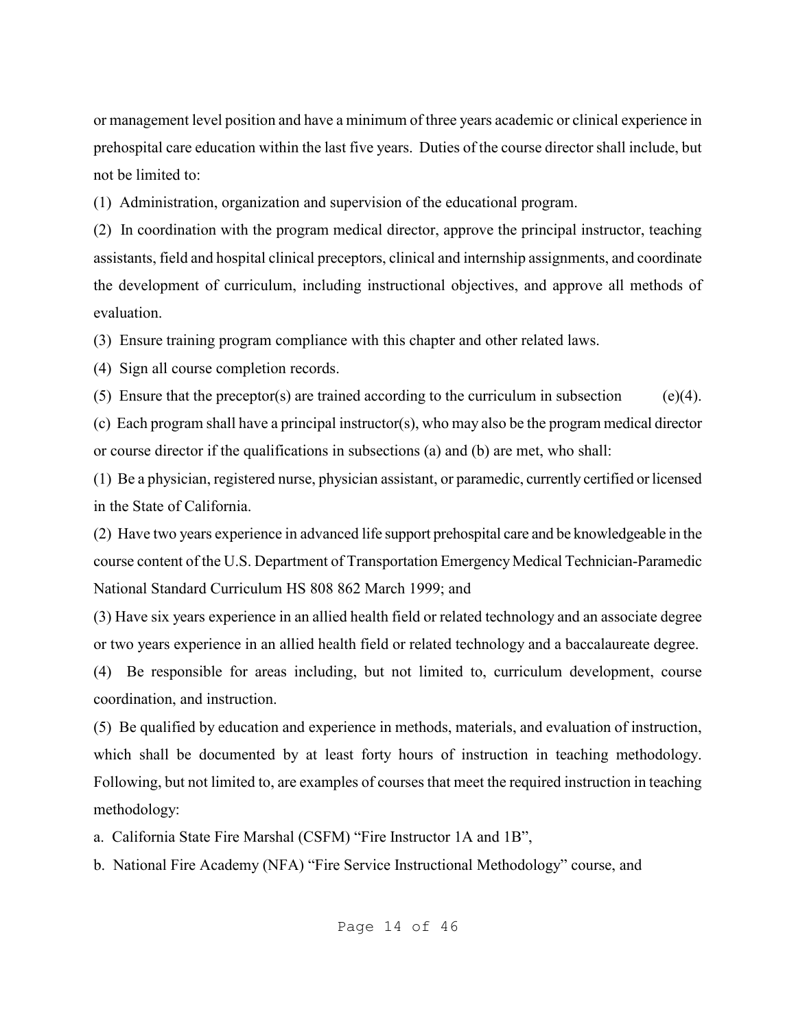or management level position and have a minimum of three years academic or clinical experience in prehospital care education within the last five years. Duties of the course director shall include, but not be limited to:

(1) Administration, organization and supervision of the educational program.

(2) In coordination with the program medical director, approve the principal instructor, teaching assistants, field and hospital clinical preceptors, clinical and internship assignments, and coordinate the development of curriculum, including instructional objectives, and approve all methods of evaluation.

(3) Ensure training program compliance with this chapter and other related laws.

(4) Sign all course completion records.

(5) Ensure that the preceptor(s) are trained according to the curriculum in subsection (e)(4).

(c) Each program shall have a principal instructor(s), who may also be the program medical director or course director if the qualifications in subsections (a) and (b) are met, who shall:

(1) Be a physician, registered nurse, physician assistant, or paramedic, currently certified or licensed in the State of California.

(2) Have two years experience in advanced life support prehospital care and be knowledgeable in the course content of the U.S. Department of Transportation Emergency Medical Technician-Paramedic National Standard Curriculum HS 808 862 March 1999; and

(3) Have six years experience in an allied health field or related technology and an associate degree or two years experience in an allied health field or related technology and a baccalaureate degree.

(4) Be responsible for areas including, but not limited to, curriculum development, course coordination, and instruction.

(5) Be qualified by education and experience in methods, materials, and evaluation of instruction, which shall be documented by at least forty hours of instruction in teaching methodology. Following, but not limited to, are examples of courses that meet the required instruction in teaching methodology:

a. California State Fire Marshal (CSFM) “Fire Instructor 1A and 1B”,

b. National Fire Academy (NFA) “Fire Service Instructional Methodology” course, and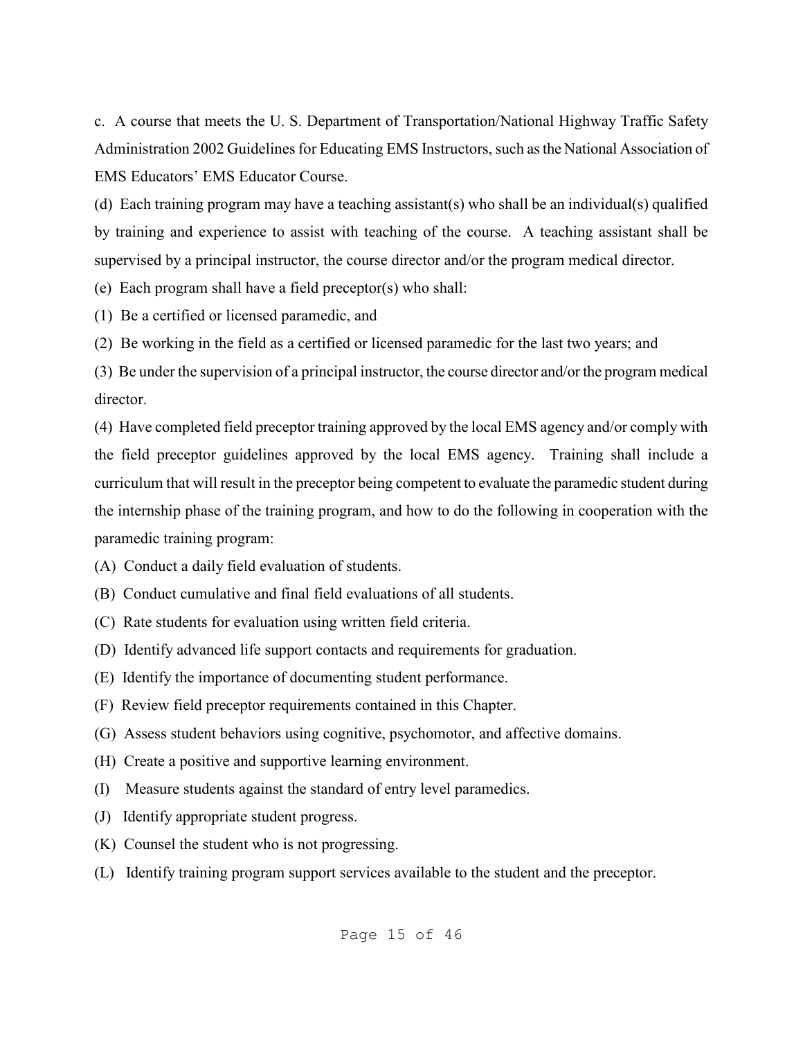c. A course that meets the U. S. Department of Transportation/National Highway Traffic Safety Administration 2002 Guidelines for Educating EMS Instructors, such as the National Association of EMS Educators' EMS Educator Course.

(d) Each training program may have a teaching assistant(s) who shall be an individual(s) qualified by training and experience to assist with teaching of the course. A teaching assistant shall be supervised by a principal instructor, the course director and/or the program medical director.

(e) Each program shall have a field preceptor(s) who shall:

(1) Be a certified or licensed paramedic, and

(2) Be working in the field as a certified or licensed paramedic for the last two years; and

(3) Be under the supervision of a principal instructor, the course director and/or the program medical director.

(4) Have completed field preceptor training approved by the local EMS agency and/or comply with the field preceptor guidelines approved by the local EMS agency. Training shall include a curriculum that will result in the preceptor being competent to evaluate the paramedic student during the internship phase of the training program, and how to do the following in cooperation with the paramedic training program:

(A) Conduct a daily field evaluation of students.

(B) Conduct cumulative and final field evaluations of all students.

(C) Rate students for evaluation using written field criteria.

(D) Identify advanced life support contacts and requirements for graduation.

(E) Identify the importance of documenting student performance.

(F) Review field preceptor requirements contained in this Chapter.

(G) Assess student behaviors using cognitive, psychomotor, and affective domains.

(H) Create a positive and supportive learning environment.

(I) Measure students against the standard of entry level paramedics.

(J) Identify appropriate student progress.

(K) Counsel the student who is not progressing.

(L) Identify training program support services available to the student and the preceptor.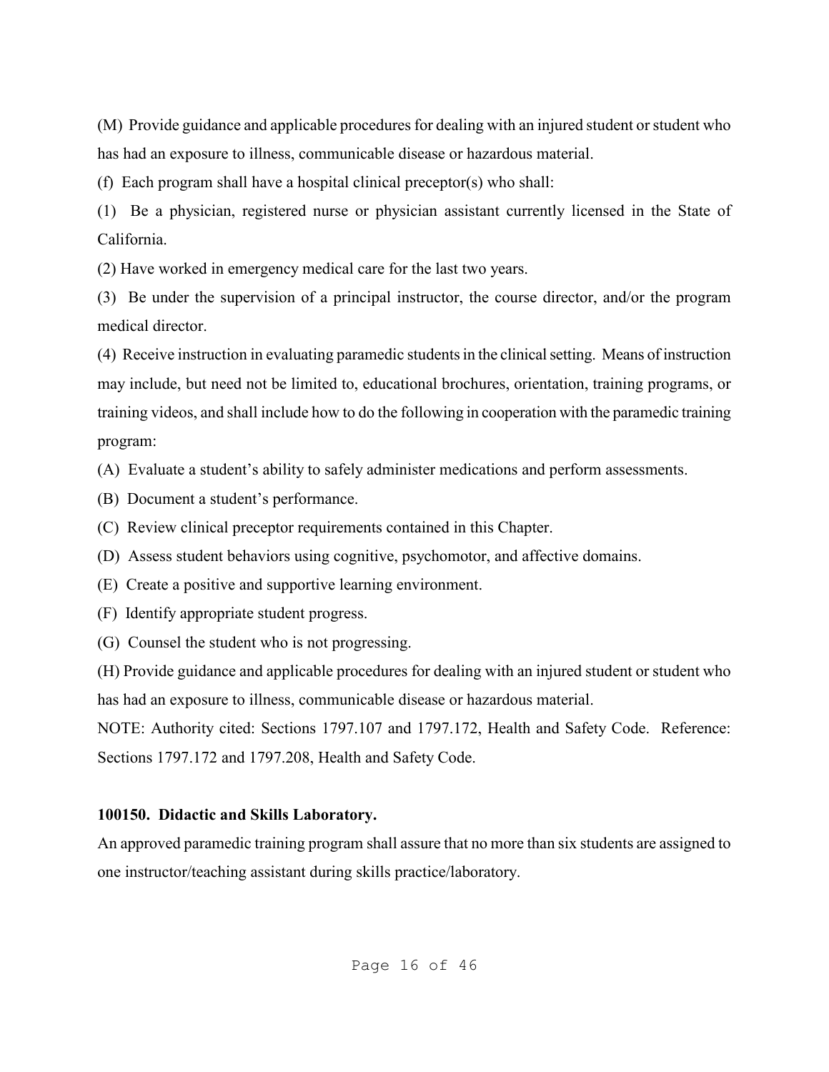(M) Provide guidance and applicable procedures for dealing with an injured student or student who has had an exposure to illness, communicable disease or hazardous material.

(f) Each program shall have a hospital clinical preceptor(s) who shall:

(1) Be a physician, registered nurse or physician assistant currently licensed in the State of California.

(2) Have worked in emergency medical care for the last two years.

(3) Be under the supervision of a principal instructor, the course director, and/or the program medical director.

(4) Receive instruction in evaluating paramedic students in the clinical setting. Means of instruction may include, but need not be limited to, educational brochures, orientation, training programs, or training videos, and shall include how to do the following in cooperation with the paramedic training program:

(A) Evaluate a student's ability to safely administer medications and perform assessments.

(B) Document a student's performance.

(C) Review clinical preceptor requirements contained in this Chapter.

(D) Assess student behaviors using cognitive, psychomotor, and affective domains.

(E) Create a positive and supportive learning environment.

(F) Identify appropriate student progress.

(G) Counsel the student who is not progressing.

(H) Provide guidance and applicable procedures for dealing with an injured student or student who has had an exposure to illness, communicable disease or hazardous material.

NOTE: Authority cited: Sections 1797.107 and 1797.172, Health and Safety Code. Reference: Sections 1797.172 and 1797.208, Health and Safety Code.

**100150. Didactic and Skills Laboratory.**

An approved paramedic training program shall assure that no more than six students are assigned to one instructor/teaching assistant during skills practice/laboratory.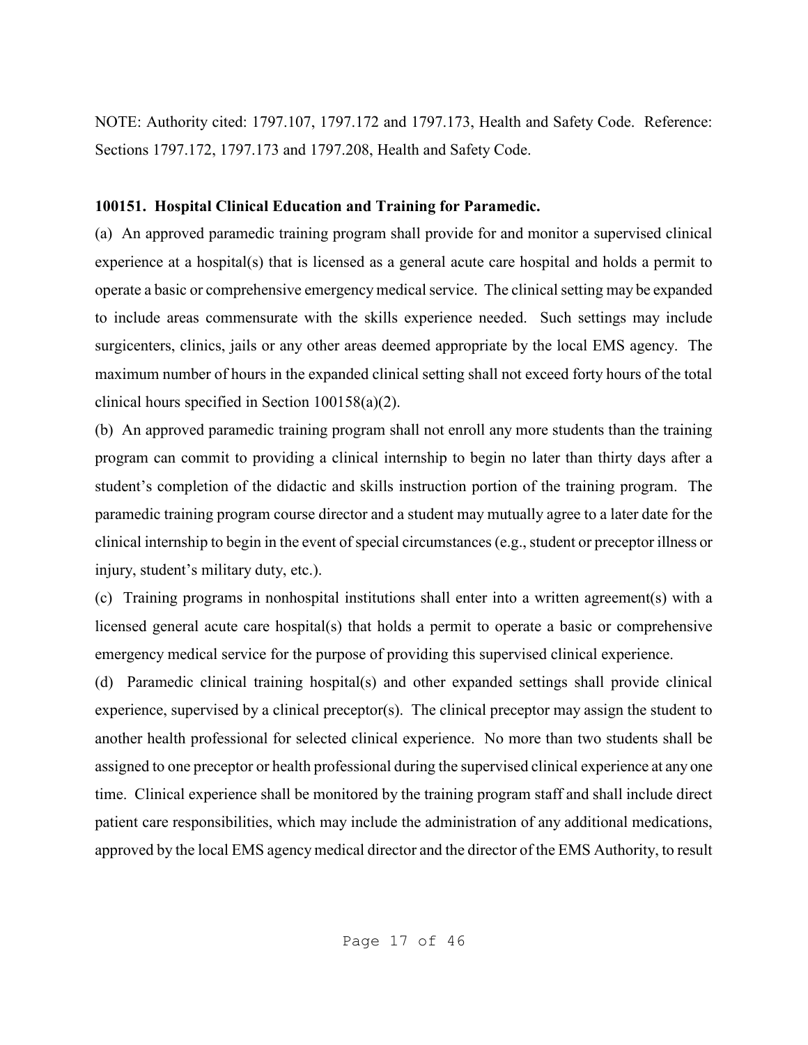NOTE: Authority cited: 1797.107, 1797.172 and 1797.173, Health and Safety Code. Reference: Sections 1797.172, 1797.173 and 1797.208, Health and Safety Code.

**100151. Hospital Clinical Education and Training for Paramedic.**

(a) An approved paramedic training program shall provide for and monitor a supervised clinical experience at a hospital(s) that is licensed as a general acute care hospital and holds a permit to operate a basic or comprehensive emergency medical service. The clinical setting may be expanded to include areas commensurate with the skills experience needed. Such settings may include surgicenters, clinics, jails or any other areas deemed appropriate by the local EMS agency. The maximum number of hours in the expanded clinical setting shall not exceed forty hours of the total clinical hours specified in Section 100158(a)(2).

(b) An approved paramedic training program shall not enroll any more students than the training program can commit to providing a clinical internship to begin no later than thirty days after a student's completion of the didactic and skills instruction portion of the training program. The paramedic training program course director and a student may mutually agree to a later date for the clinical internship to begin in the event of special circumstances (e.g., student or preceptor illness or injury, student's military duty, etc.).

(c) Training programs in nonhospital institutions shall enter into a written agreement(s) with a licensed general acute care hospital(s) that holds a permit to operate a basic or comprehensive emergency medical service for the purpose of providing this supervised clinical experience.

(d) Paramedic clinical training hospital(s) and other expanded settings shall provide clinical experience, supervised by a clinical preceptor(s). The clinical preceptor may assign the student to another health professional for selected clinical experience. No more than two students shall be assigned to one preceptor or health professional during the supervised clinical experience at any one time. Clinical experience shall be monitored by the training program staff and shall include direct patient care responsibilities, which may include the administration of any additional medications, approved by the local EMS agency medical director and the director of the EMS Authority, to result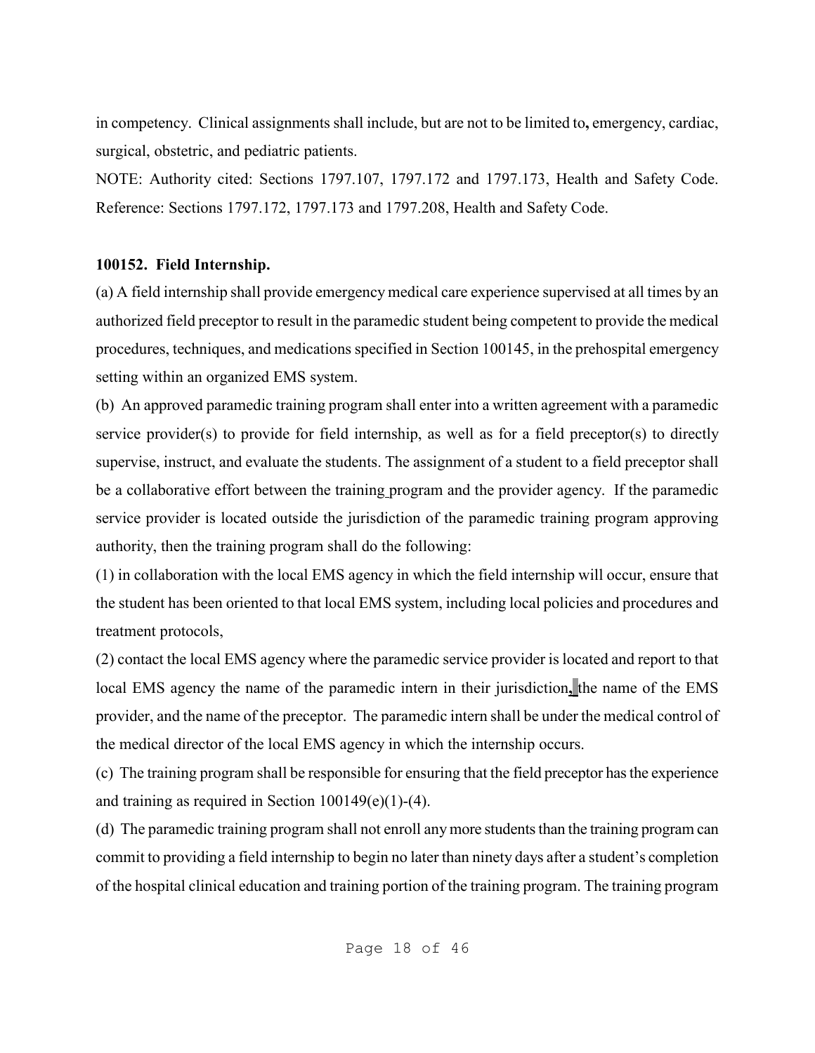in competency. Clinical assignments shall include, but are not to be limited to**,** emergency, cardiac, surgical, obstetric, and pediatric patients.

NOTE: Authority cited: Sections 1797.107, 1797.172 and 1797.173, Health and Safety Code. Reference: Sections 1797.172, 1797.173 and 1797.208, Health and Safety Code.

**100152. Field Internship.**

(a) A field internship shall provide emergency medical care experience supervised at all times by an authorized field preceptor to result in the paramedic student being competent to provide the medical procedures, techniques, and medications specified in Section 100145, in the prehospital emergency setting within an organized EMS system.

(b) An approved paramedic training program shall enter into a written agreement with a paramedic service provider(s) to provide for field internship, as well as for a field preceptor(s) to directly supervise, instruct, and evaluate the students. The assignment of a student to a field preceptor shall be a collaborative effort between the training program and the provider agency. If the paramedic service provider is located outside the jurisdiction of the paramedic training program approving authority, then the training program shall do the following:

(1) in collaboration with the local EMS agency in which the field internship will occur, ensure that the student has been oriented to that local EMS system, including local policies and procedures and treatment protocols,

(2) contact the local EMS agency where the paramedic service provider is located and report to that local EMS agency the name of the paramedic intern in their jurisdiction**,** the name of the EMS provider, and the name of the preceptor. The paramedic intern shall be under the medical control of the medical director of the local EMS agency in which the internship occurs.

(c) The training program shall be responsible for ensuring that the field preceptor has the experience and training as required in Section 100149(e)(1)-(4).

(d) The paramedic training program shall not enroll any more students than the training program can commit to providing a field internship to begin no later than ninety days after a student's completion of the hospital clinical education and training portion of the training program. The training program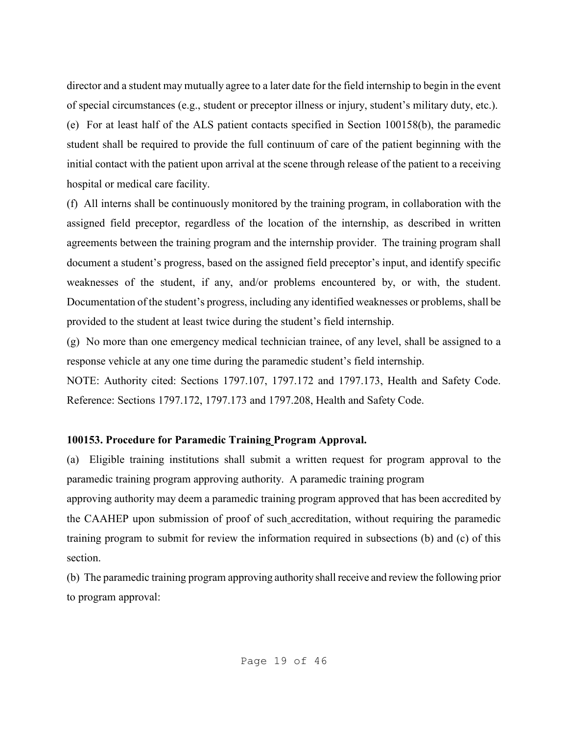director and a student may mutually agree to a later date for the field internship to begin in the event of special circumstances (e.g., student or preceptor illness or injury, student's military duty, etc.).

(e) For at least half of the ALS patient contacts specified in Section 100158(b), the paramedic student shall be required to provide the full continuum of care of the patient beginning with the initial contact with the patient upon arrival at the scene through release of the patient to a receiving hospital or medical care facility.

(f) All interns shall be continuously monitored by the training program, in collaboration with the assigned field preceptor, regardless of the location of the internship, as described in written agreements between the training program and the internship provider. The training program shall document a student's progress, based on the assigned field preceptor's input, and identify specific weaknesses of the student, if any, and/or problems encountered by, or with, the student. Documentation of the student's progress, including any identified weaknesses or problems, shall be provided to the student at least twice during the student's field internship.

(g) No more than one emergency medical technician trainee, of any level, shall be assigned to a response vehicle at any one time during the paramedic student's field internship.

NOTE: Authority cited: Sections 1797.107, 1797.172 and 1797.173, Health and Safety Code. Reference: Sections 1797.172, 1797.173 and 1797.208, Health and Safety Code.

**100153. Procedure for Paramedic Training Program Approval.**

(a) Eligible training institutions shall submit a written request for program approval to the paramedic training program approving authority. A paramedic training program approving authority may deem a paramedic training program approved that has been accredited by the CAAHEP upon submission of proof of such accreditation, without requiring the paramedic training program to submit for review the information required in subsections (b) and (c) of this section.

(b) The paramedic training program approving authority shall receive and review the following prior to program approval: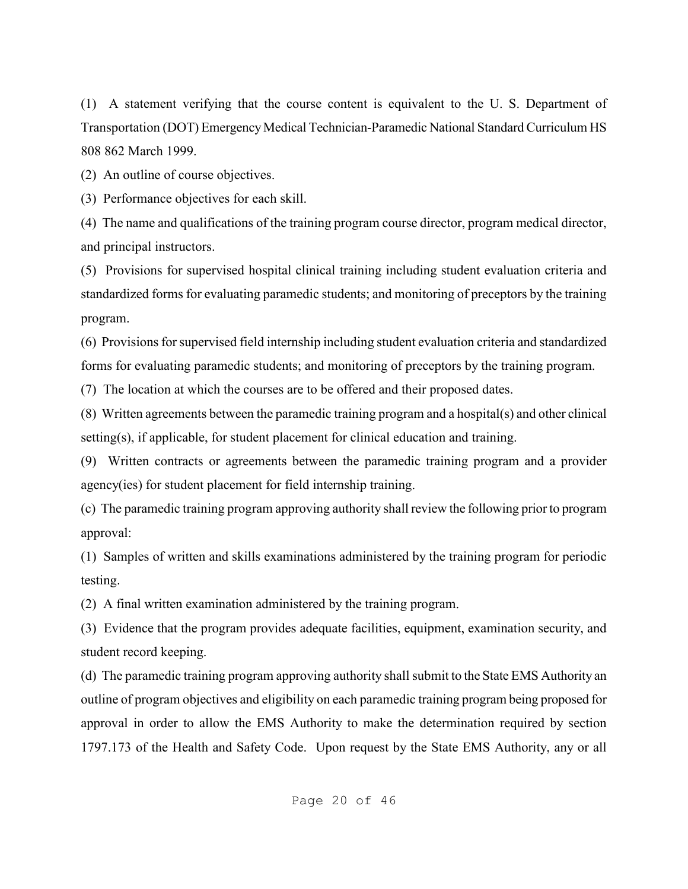(1) A statement verifying that the course content is equivalent to the U. S. Department of Transportation (DOT) Emergency Medical Technician-Paramedic National Standard Curriculum HS 808 862 March 1999.

(2) An outline of course objectives.

(3) Performance objectives for each skill.

(4) The name and qualifications of the training program course director, program medical director, and principal instructors.

(5) Provisions for supervised hospital clinical training including student evaluation criteria and standardized forms for evaluating paramedic students; and monitoring of preceptors by the training program.

(6) Provisions for supervised field internship including student evaluation criteria and standardized forms for evaluating paramedic students; and monitoring of preceptors by the training program.

(7) The location at which the courses are to be offered and their proposed dates.

(8) Written agreements between the paramedic training program and a hospital(s) and other clinical setting(s), if applicable, for student placement for clinical education and training.

(9) Written contracts or agreements between the paramedic training program and a provider agency(ies) for student placement for field internship training.

(c) The paramedic training program approving authority shall review the following prior to program approval:

(1) Samples of written and skills examinations administered by the training program for periodic testing.

(2) A final written examination administered by the training program.

(3) Evidence that the program provides adequate facilities, equipment, examination security, and student record keeping.

(d) The paramedic training program approving authority shall submit to the State EMS Authority an outline of program objectives and eligibility on each paramedic training program being proposed for approval in order to allow the EMS Authority to make the determination required by section 1797.173 of the Health and Safety Code. Upon request by the State EMS Authority, any or all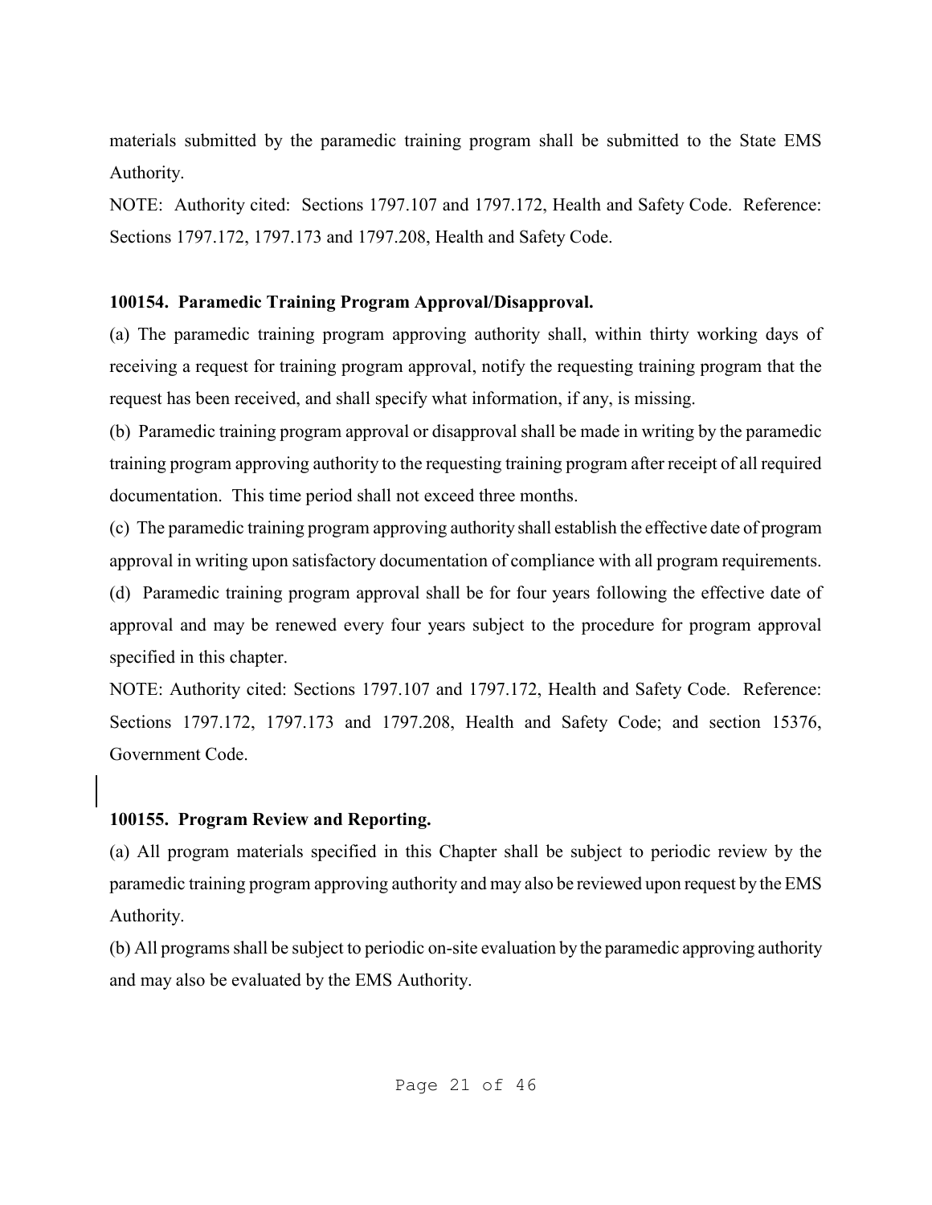materials submitted by the paramedic training program shall be submitted to the State EMS Authority.

NOTE: Authority cited: Sections 1797.107 and 1797.172, Health and Safety Code. Reference: Sections 1797.172, 1797.173 and 1797.208, Health and Safety Code.

**100154. Paramedic Training Program Approval/Disapproval.**

(a) The paramedic training program approving authority shall, within thirty working days of receiving a request for training program approval, notify the requesting training program that the request has been received, and shall specify what information, if any, is missing.

(b) Paramedic training program approval or disapproval shall be made in writing by the paramedic training program approving authority to the requesting training program after receipt of all required documentation. This time period shall not exceed three months.

(c) The paramedic training program approving authority shall establish the effective date of program approval in writing upon satisfactory documentation of compliance with all program requirements.

(d) Paramedic training program approval shall be for four years following the effective date of approval and may be renewed every four years subject to the procedure for program approval specified in this chapter.

NOTE: Authority cited: Sections 1797.107 and 1797.172, Health and Safety Code. Reference: Sections 1797.172, 1797.173 and 1797.208, Health and Safety Code; and section 15376, Government Code.

**100155. Program Review and Reporting.**

(a) All program materials specified in this Chapter shall be subject to periodic review by the paramedic training program approving authority and may also be reviewed upon request by the EMS Authority.

(b) All programs shall be subject to periodic on-site evaluation by the paramedic approving authority and may also be evaluated by the EMS Authority.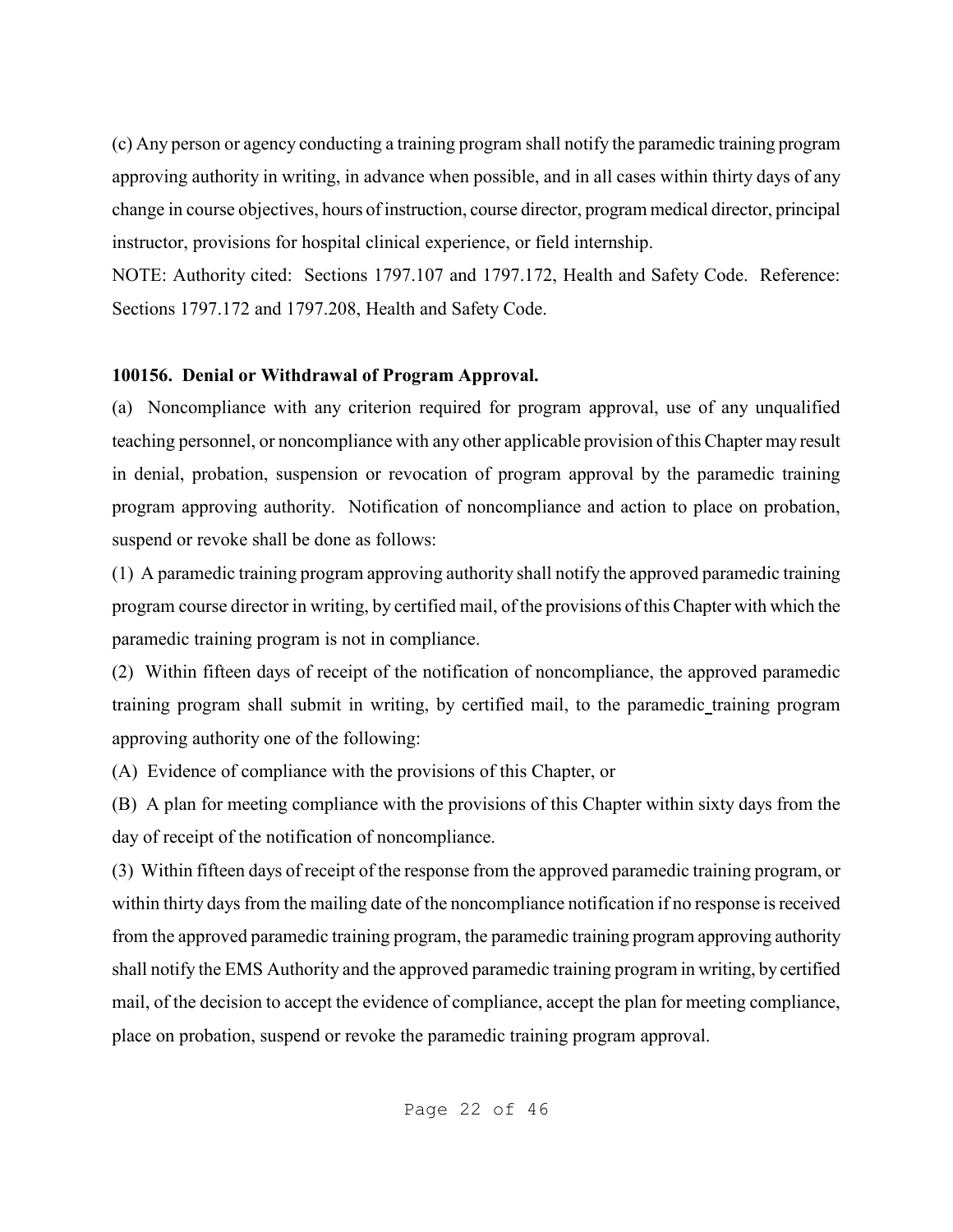(c) Any person or agency conducting a training program shall notify the paramedic training program approving authority in writing, in advance when possible, and in all cases within thirty days of any change in course objectives, hours of instruction, course director, program medical director, principal instructor, provisions for hospital clinical experience, or field internship.

NOTE: Authority cited: Sections 1797.107 and 1797.172, Health and Safety Code. Reference: Sections 1797.172 and 1797.208, Health and Safety Code.

**100156. Denial or Withdrawal of Program Approval.**

(a) Noncompliance with any criterion required for program approval, use of any unqualified teaching personnel, or noncompliance with any other applicable provision of this Chapter may result in denial, probation, suspension or revocation of program approval by the paramedic training program approving authority. Notification of noncompliance and action to place on probation, suspend or revoke shall be done as follows:

(1) A paramedic training program approving authority shall notify the approved paramedic training program course director in writing, by certified mail, of the provisions of this Chapter with which the paramedic training program is not in compliance.

(2) Within fifteen days of receipt of the notification of noncompliance, the approved paramedic training program shall submit in writing, by certified mail, to the paramedic training program approving authority one of the following:

(A) Evidence of compliance with the provisions of this Chapter, or

(B) A plan for meeting compliance with the provisions of this Chapter within sixty days from the day of receipt of the notification of noncompliance.

(3) Within fifteen days of receipt of the response from the approved paramedic training program, or within thirty days from the mailing date of the noncompliance notification if no response is received from the approved paramedic training program, the paramedic training program approving authority shall notify the EMS Authority and the approved paramedic training program in writing, by certified mail, of the decision to accept the evidence of compliance, accept the plan for meeting compliance, place on probation, suspend or revoke the paramedic training program approval.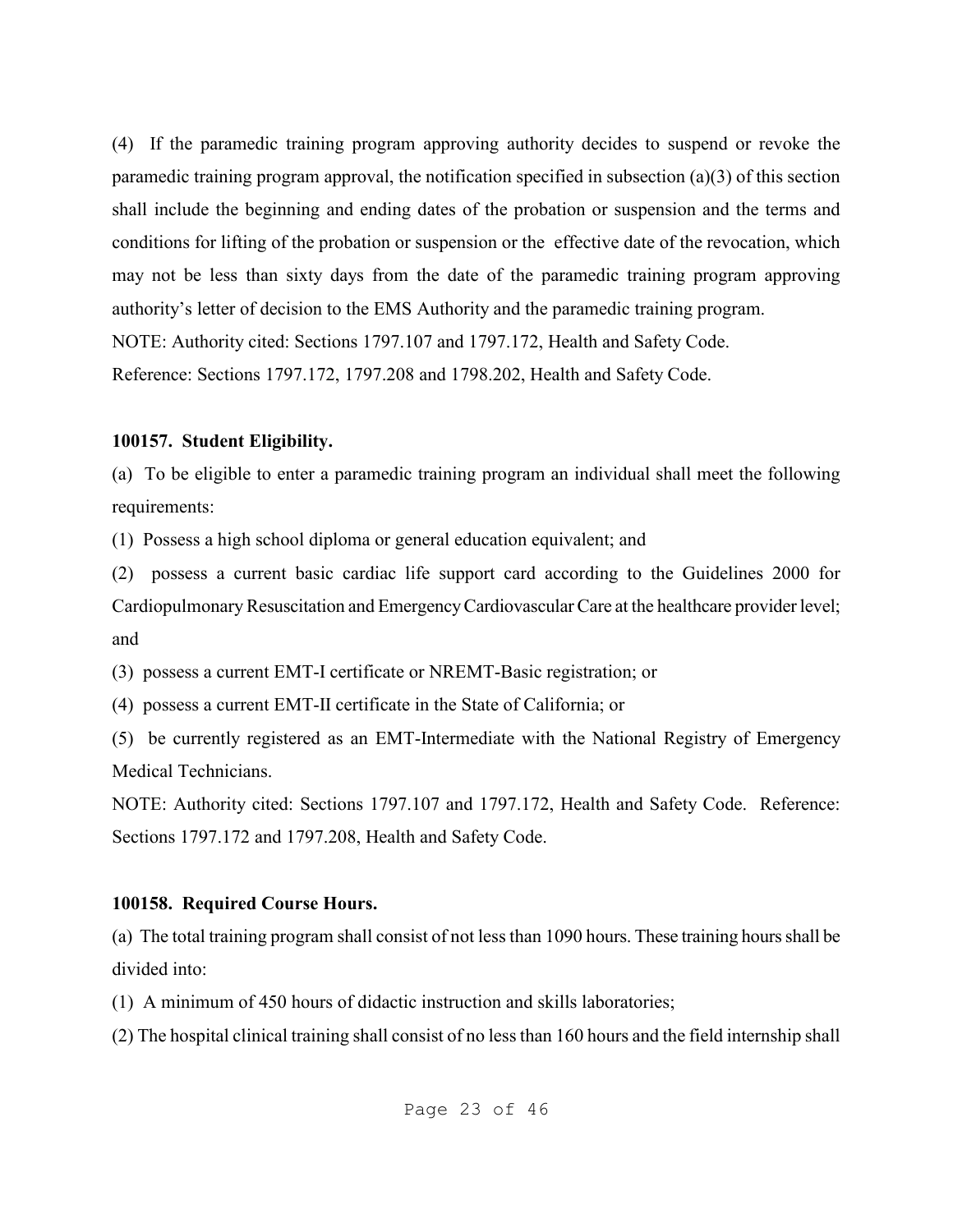(4) If the paramedic training program approving authority decides to suspend or revoke the paramedic training program approval, the notification specified in subsection (a)(3) of this section shall include the beginning and ending dates of the probation or suspension and the terms and conditions for lifting of the probation or suspension or the effective date of the revocation, which may not be less than sixty days from the date of the paramedic training program approving authority's letter of decision to the EMS Authority and the paramedic training program.

NOTE: Authority cited: Sections 1797.107 and 1797.172, Health and Safety Code.
Reference: Sections 1797.172, 1797.208 and 1798.202, Health and Safety Code.

**100157. Student Eligibility.**

(a) To be eligible to enter a paramedic training program an individual shall meet the following requirements:

(1) Possess a high school diploma or general education equivalent; and

(2) possess a current basic cardiac life support card according to the Guidelines 2000 for Cardiopulmonary Resuscitation and Emergency Cardiovascular Care at the healthcare provider level; and

(3) possess a current EMT-I certificate or NREMT-Basic registration; or

(4) possess a current EMT-II certificate in the State of California; or

(5) be currently registered as an EMT-Intermediate with the National Registry of Emergency Medical Technicians.

NOTE: Authority cited: Sections 1797.107 and 1797.172, Health and Safety Code. Reference: Sections 1797.172 and 1797.208, Health and Safety Code.

**100158. Required Course Hours.**

(a) The total training program shall consist of not less than 1090 hours. These training hours shall be divided into:

(1) A minimum of 450 hours of didactic instruction and skills laboratories;

(2) The hospital clinical training shall consist of no less than 160 hours and the field internship shall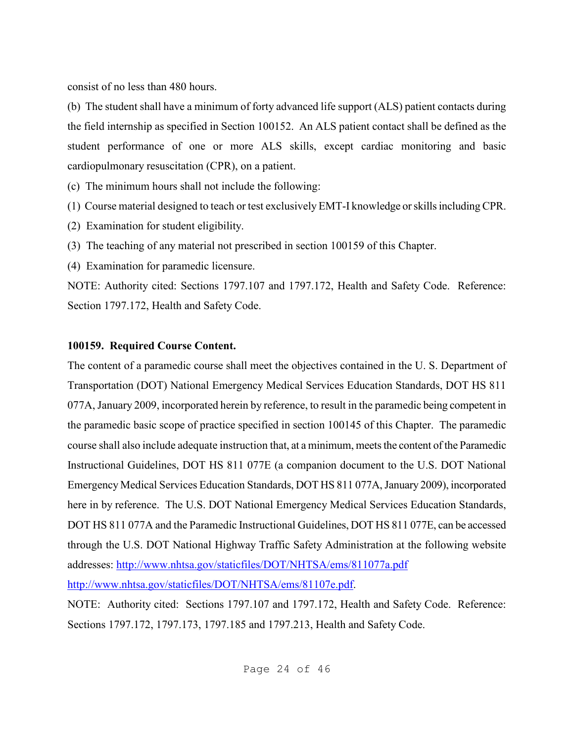consist of no less than 480 hours.

(b) The student shall have a minimum of forty advanced life support (ALS) patient contacts during the field internship as specified in Section 100152. An ALS patient contact shall be defined as the student performance of one or more ALS skills, except cardiac monitoring and basic cardiopulmonary resuscitation (CPR), on a patient.

(c) The minimum hours shall not include the following:

(1) Course material designed to teach or test exclusively EMT-I knowledge or skills including CPR.

(2) Examination for student eligibility.

(3) The teaching of any material not prescribed in section 100159 of this Chapter.

(4) Examination for paramedic licensure.

NOTE: Authority cited: Sections 1797.107 and 1797.172, Health and Safety Code. Reference: Section 1797.172, Health and Safety Code.

**100159. Required Course Content.**

The content of a paramedic course shall meet the objectives contained in the U. S. Department of Transportation (DOT) National Emergency Medical Services Education Standards, DOT HS 811 077A, January 2009, incorporated herein by reference, to result in the paramedic being competent in the paramedic basic scope of practice specified in section 100145 of this Chapter. The paramedic course shall also include adequate instruction that, at a minimum, meets the content of the Paramedic Instructional Guidelines, DOT HS 811 077E (a companion document to the U.S. DOT National Emergency Medical Services Education Standards, DOT HS 811 077A, January 2009), incorporated here in by reference. The U.S. DOT National Emergency Medical Services Education Standards, DOT HS 811 077A and the Paramedic Instructional Guidelines, DOT HS 811 077E, can be accessed through the U.S. DOT National Highway Traffic Safety Administration at the following website addresses: http://www.nhtsa.gov/staticfiles/DOT/NHTSA/ems/811077a.pdf http://www.nhtsa.gov/staticfiles/DOT/NHTSA/ems/81107e.pdf.

NOTE: Authority cited: Sections 1797.107 and 1797.172, Health and Safety Code. Reference: Sections 1797.172, 1797.173, 1797.185 and 1797.213, Health and Safety Code.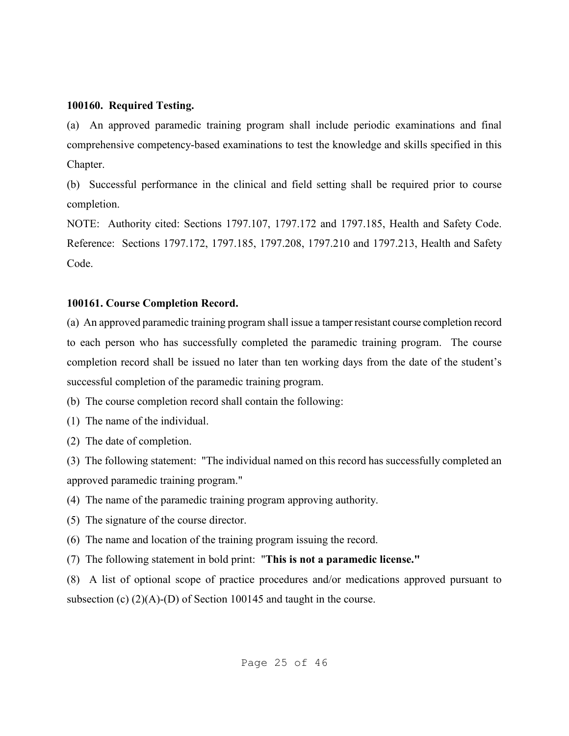**100160. Required Testing.**

(a) An approved paramedic training program shall include periodic examinations and final comprehensive competency-based examinations to test the knowledge and skills specified in this Chapter.

(b) Successful performance in the clinical and field setting shall be required prior to course completion.

NOTE: Authority cited: Sections 1797.107, 1797.172 and 1797.185, Health and Safety Code. Reference: Sections 1797.172, 1797.185, 1797.208, 1797.210 and 1797.213, Health and Safety Code.

**100161. Course Completion Record.**

(a) An approved paramedic training program shall issue a tamper resistant course completion record to each person who has successfully completed the paramedic training program. The course completion record shall be issued no later than ten working days from the date of the student's successful completion of the paramedic training program.

(b) The course completion record shall contain the following:

(1) The name of the individual.

(2) The date of completion.

(3) The following statement: "The individual named on this record has successfully completed an approved paramedic training program."

(4) The name of the paramedic training program approving authority.

(5) The signature of the course director.

(6) The name and location of the training program issuing the record.

(7) The following statement in bold print: "**This is not a paramedic license."**

(8) A list of optional scope of practice procedures and/or medications approved pursuant to subsection (c) (2)(A)-(D) of Section 100145 and taught in the course.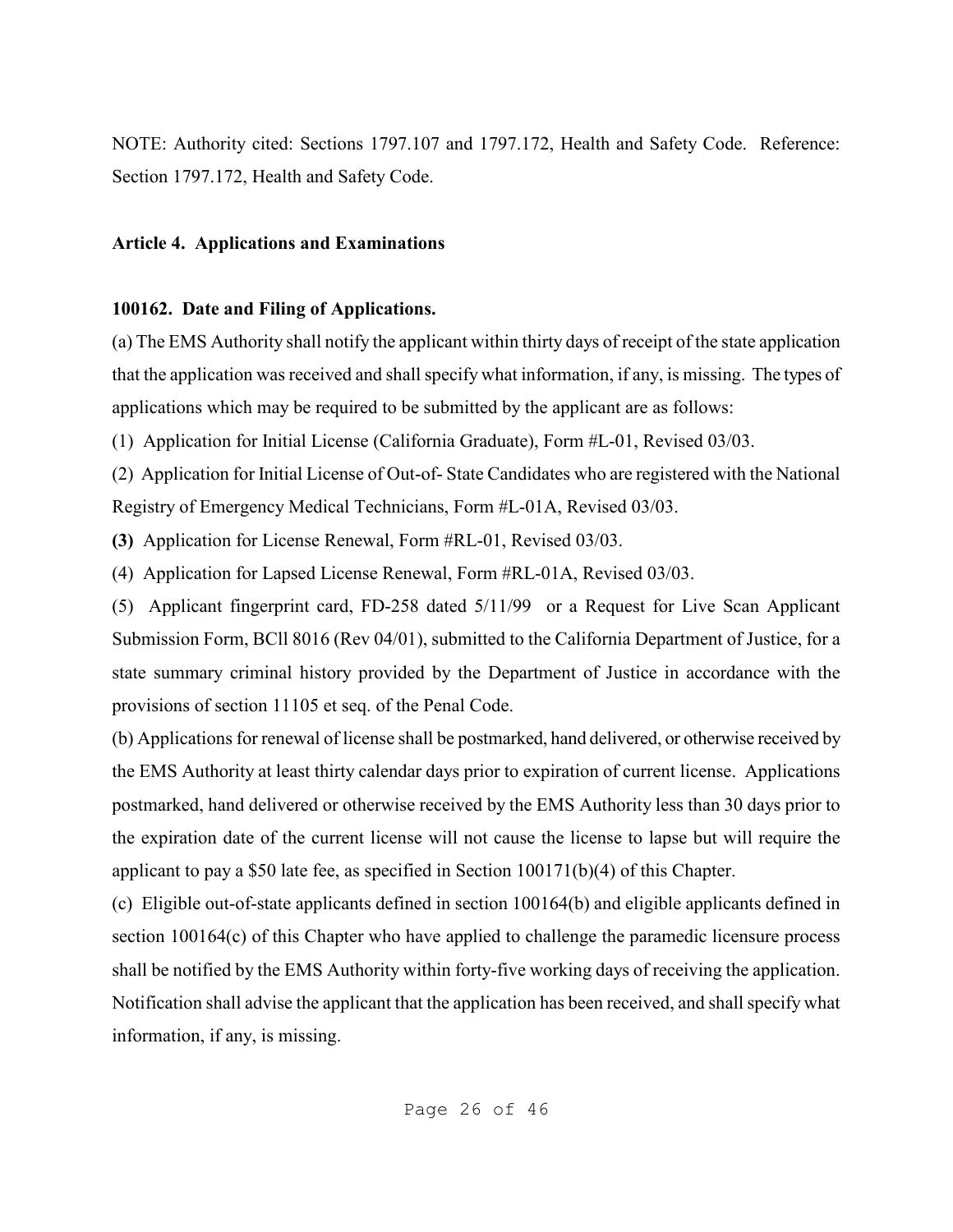NOTE: Authority cited: Sections 1797.107 and 1797.172, Health and Safety Code. Reference: Section 1797.172, Health and Safety Code.

**Article 4. Applications and Examinations**

**100162. Date and Filing of Applications.**

(a) The EMS Authority shall notify the applicant within thirty days of receipt of the state application that the application was received and shall specify what information, if any, is missing. The types of applications which may be required to be submitted by the applicant are as follows:

(1) Application for Initial License (California Graduate), Form #L-01, Revised 03/03.

(2) Application for Initial License of Out-of- State Candidates who are registered with the National Registry of Emergency Medical Technicians, Form #L-01A, Revised 03/03.

**(3)** Application for License Renewal, Form #RL-01, Revised 03/03.

(4) Application for Lapsed License Renewal, Form #RL-01A, Revised 03/03.

(5) Applicant fingerprint card, FD-258 dated 5/11/99 or a Request for Live Scan Applicant Submission Form, BCll 8016 (Rev 04/01), submitted to the California Department of Justice, for a state summary criminal history provided by the Department of Justice in accordance with the provisions of section 11105 et seq. of the Penal Code.

(b) Applications for renewal of license shall be postmarked, hand delivered, or otherwise received by the EMS Authority at least thirty calendar days prior to expiration of current license. Applications postmarked, hand delivered or otherwise received by the EMS Authority less than 30 days prior to the expiration date of the current license will not cause the license to lapse but will require the applicant to pay a $50 late fee, as specified in Section 100171(b)(4) of this Chapter.

(c) Eligible out-of-state applicants defined in section 100164(b) and eligible applicants defined in section 100164(c) of this Chapter who have applied to challenge the paramedic licensure process shall be notified by the EMS Authority within forty-five working days of receiving the application. Notification shall advise the applicant that the application has been received, and shall specify what information, if any, is missing.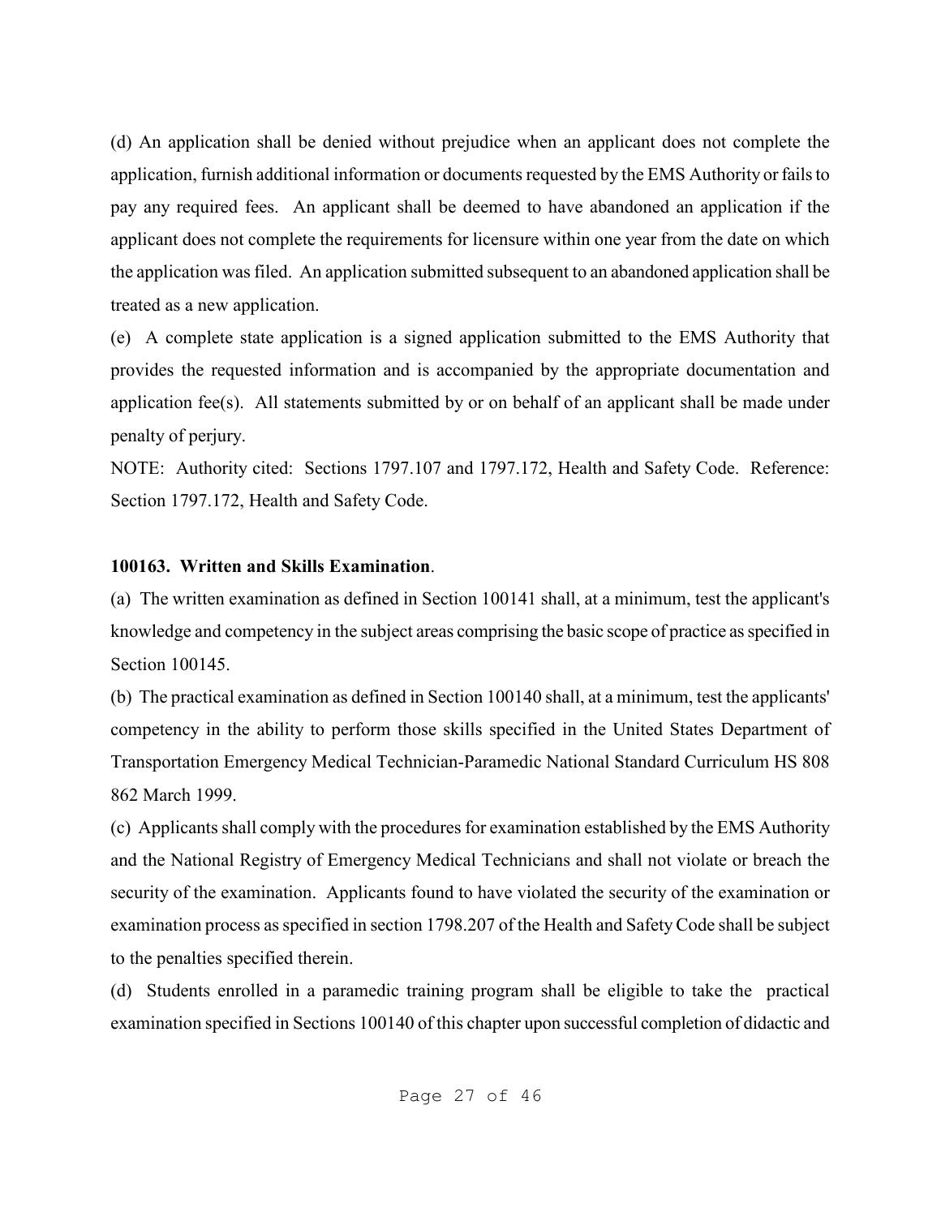(d) An application shall be denied without prejudice when an applicant does not complete the application, furnish additional information or documents requested by the EMS Authority or fails to pay any required fees. An applicant shall be deemed to have abandoned an application if the applicant does not complete the requirements for licensure within one year from the date on which the application was filed. An application submitted subsequent to an abandoned application shall be treated as a new application.

(e) A complete state application is a signed application submitted to the EMS Authority that provides the requested information and is accompanied by the appropriate documentation and application fee(s). All statements submitted by or on behalf of an applicant shall be made under penalty of perjury.

NOTE: Authority cited: Sections 1797.107 and 1797.172, Health and Safety Code. Reference: Section 1797.172, Health and Safety Code.

**100163. Written and Skills Examination**.

(a) The written examination as defined in Section 100141 shall, at a minimum, test the applicant's knowledge and competency in the subject areas comprising the basic scope of practice as specified in Section 100145.

(b) The practical examination as defined in Section 100140 shall, at a minimum, test the applicants' competency in the ability to perform those skills specified in the United States Department of Transportation Emergency Medical Technician-Paramedic National Standard Curriculum HS 808 862 March 1999.

(c) Applicants shall comply with the procedures for examination established by the EMS Authority and the National Registry of Emergency Medical Technicians and shall not violate or breach the security of the examination. Applicants found to have violated the security of the examination or examination process as specified in section 1798.207 of the Health and Safety Code shall be subject to the penalties specified therein.

(d) Students enrolled in a paramedic training program shall be eligible to take the practical examination specified in Sections 100140 of this chapter upon successful completion of didactic and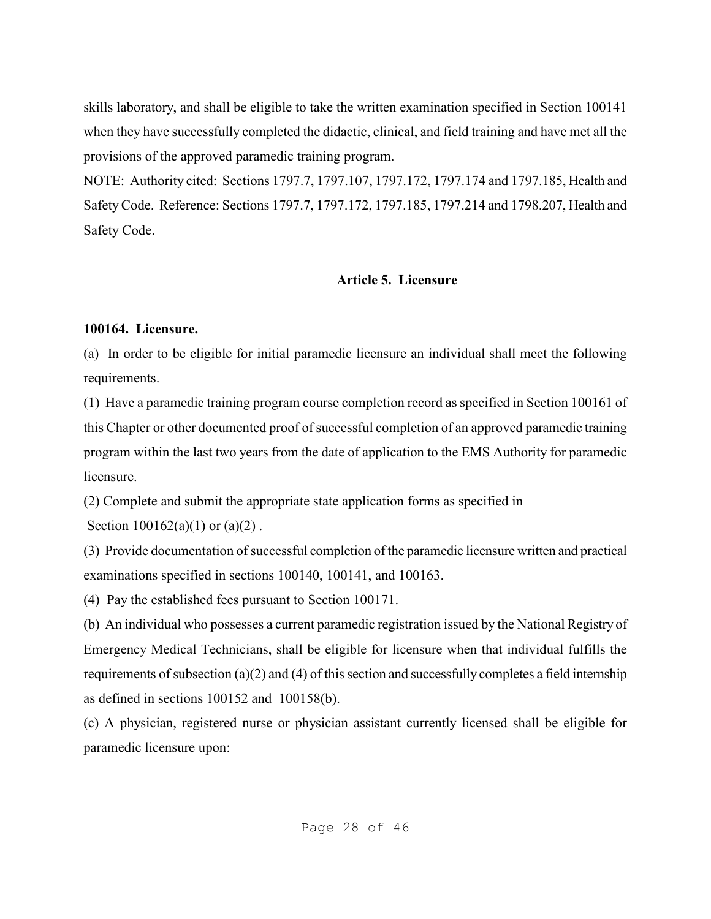skills laboratory, and shall be eligible to take the written examination specified in Section 100141 when they have successfully completed the didactic, clinical, and field training and have met all the provisions of the approved paramedic training program.

NOTE: Authority cited: Sections 1797.7, 1797.107, 1797.172, 1797.174 and 1797.185, Health and Safety Code. Reference: Sections 1797.7, 1797.172, 1797.185, 1797.214 and 1798.207, Health and Safety Code.

## Article 5. Licensure

**100164. Licensure.**

(a) In order to be eligible for initial paramedic licensure an individual shall meet the following requirements.

(1) Have a paramedic training program course completion record as specified in Section 100161 of this Chapter or other documented proof of successful completion of an approved paramedic training program within the last two years from the date of application to the EMS Authority for paramedic licensure.

(2) Complete and submit the appropriate state application forms as specified in Section 100162(a)(1) or (a)(2) .

(3) Provide documentation of successful completion of the paramedic licensure written and practical examinations specified in sections 100140, 100141, and 100163.

(4) Pay the established fees pursuant to Section 100171.

(b) An individual who possesses a current paramedic registration issued by the National Registry of Emergency Medical Technicians, shall be eligible for licensure when that individual fulfills the requirements of subsection (a)(2) and (4) of this section and successfully completes a field internship as defined in sections 100152 and 100158(b).

(c) A physician, registered nurse or physician assistant currently licensed shall be eligible for paramedic licensure upon: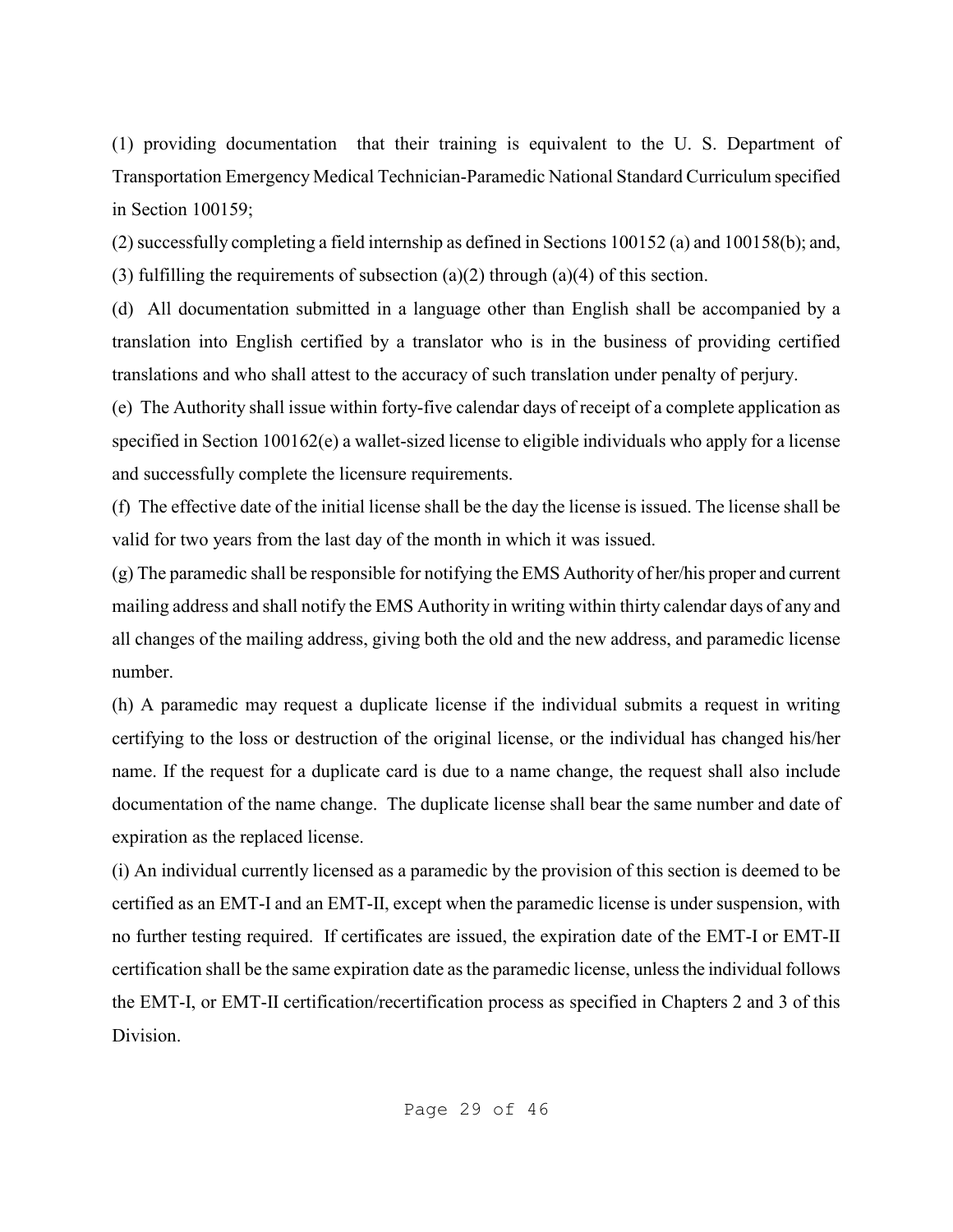(1) providing documentation that their training is equivalent to the U. S. Department of Transportation Emergency Medical Technician-Paramedic National Standard Curriculum specified in Section 100159;

(2) successfully completing a field internship as defined in Sections 100152 (a) and 100158(b); and,

(3) fulfilling the requirements of subsection (a)(2) through (a)(4) of this section.

(d) All documentation submitted in a language other than English shall be accompanied by a translation into English certified by a translator who is in the business of providing certified translations and who shall attest to the accuracy of such translation under penalty of perjury.

(e) The Authority shall issue within forty-five calendar days of receipt of a complete application as specified in Section 100162(e) a wallet-sized license to eligible individuals who apply for a license and successfully complete the licensure requirements.

(f) The effective date of the initial license shall be the day the license is issued. The license shall be valid for two years from the last day of the month in which it was issued.

(g) The paramedic shall be responsible for notifying the EMS Authority of her/his proper and current mailing address and shall notify the EMS Authority in writing within thirty calendar days of any and all changes of the mailing address, giving both the old and the new address, and paramedic license number.

(h) A paramedic may request a duplicate license if the individual submits a request in writing certifying to the loss or destruction of the original license, or the individual has changed his/her name. If the request for a duplicate card is due to a name change, the request shall also include documentation of the name change. The duplicate license shall bear the same number and date of expiration as the replaced license.

(i) An individual currently licensed as a paramedic by the provision of this section is deemed to be certified as an EMT-I and an EMT-II, except when the paramedic license is under suspension, with no further testing required. If certificates are issued, the expiration date of the EMT-I or EMT-II certification shall be the same expiration date as the paramedic license, unless the individual follows the EMT-I, or EMT-II certification/recertification process as specified in Chapters 2 and 3 of this Division.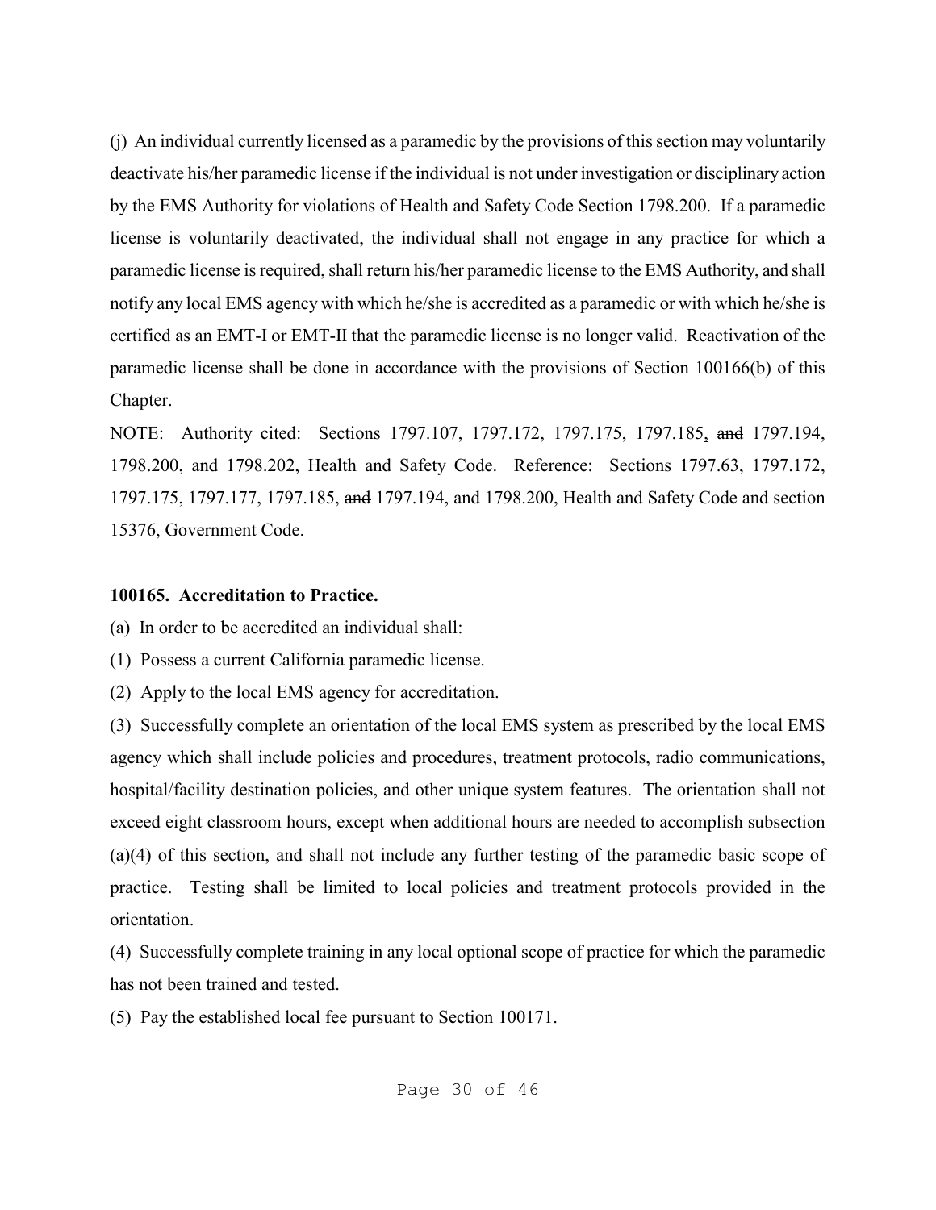(j) An individual currently licensed as a paramedic by the provisions of this section may voluntarily deactivate his/her paramedic license if the individual is not under investigation or disciplinary action by the EMS Authority for violations of Health and Safety Code Section 1798.200. If a paramedic license is voluntarily deactivated, the individual shall not engage in any practice for which a paramedic license is required, shall return his/her paramedic license to the EMS Authority, and shall notify any local EMS agency with which he/she is accredited as a paramedic or with which he/she is certified as an EMT-I or EMT-II that the paramedic license is no longer valid. Reactivation of the paramedic license shall be done in accordance with the provisions of Section 100166(b) of this Chapter.

NOTE: Authority cited: Sections 1797.107, 1797.172, 1797.175, 1797.185, ~~and~~ 1797.194, 1798.200, and 1798.202, Health and Safety Code. Reference: Sections 1797.63, 1797.172, 1797.175, 1797.177, 1797.185, ~~and~~ 1797.194, and 1798.200, Health and Safety Code and section 15376, Government Code.

**100165. Accreditation to Practice.**

(a) In order to be accredited an individual shall:

(1) Possess a current California paramedic license.

(2) Apply to the local EMS agency for accreditation.

(3) Successfully complete an orientation of the local EMS system as prescribed by the local EMS agency which shall include policies and procedures, treatment protocols, radio communications, hospital/facility destination policies, and other unique system features. The orientation shall not exceed eight classroom hours, except when additional hours are needed to accomplish subsection (a)(4) of this section, and shall not include any further testing of the paramedic basic scope of practice. Testing shall be limited to local policies and treatment protocols provided in the orientation.

(4) Successfully complete training in any local optional scope of practice for which the paramedic has not been trained and tested.

(5) Pay the established local fee pursuant to Section 100171.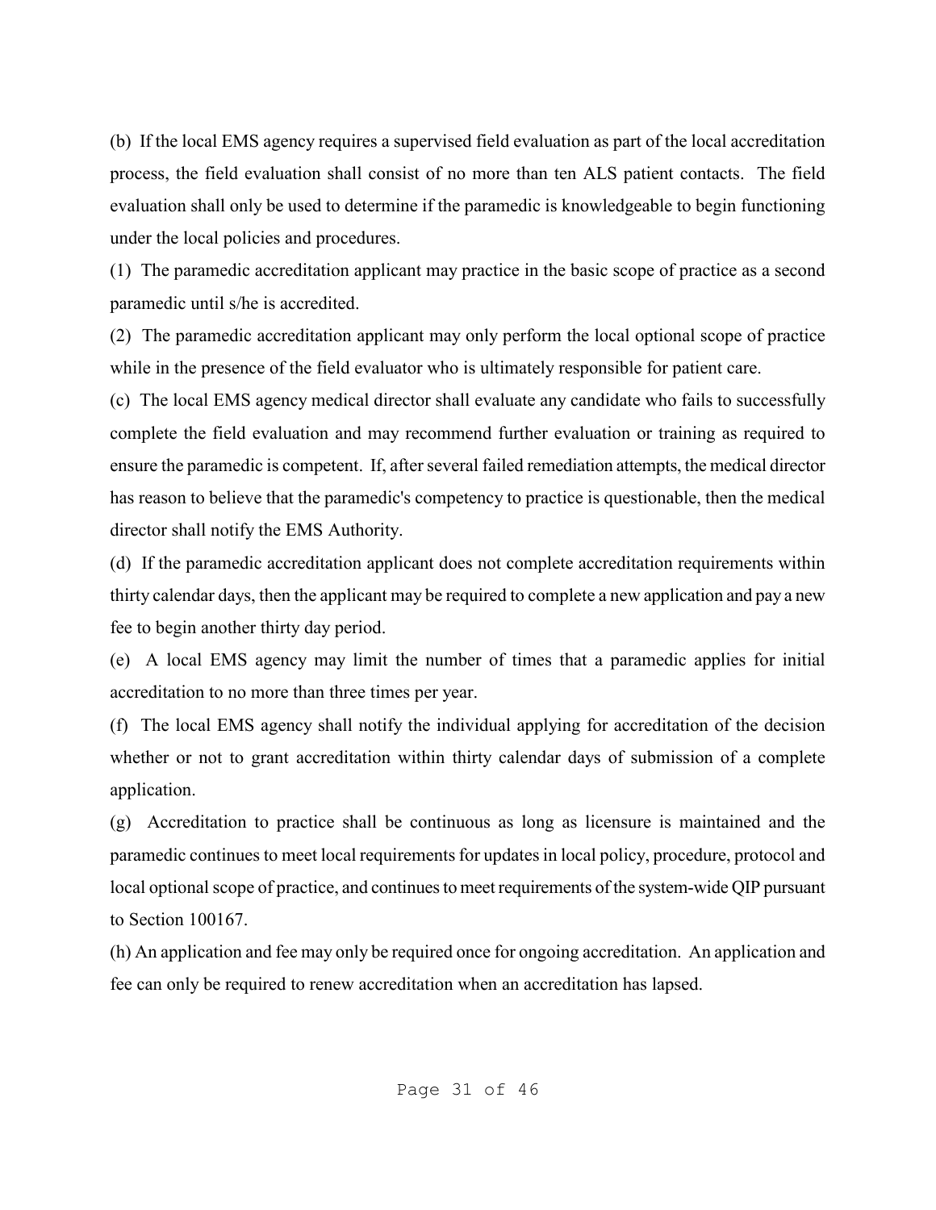(b) If the local EMS agency requires a supervised field evaluation as part of the local accreditation process, the field evaluation shall consist of no more than ten ALS patient contacts. The field evaluation shall only be used to determine if the paramedic is knowledgeable to begin functioning under the local policies and procedures.

(1) The paramedic accreditation applicant may practice in the basic scope of practice as a second paramedic until s/he is accredited.

(2) The paramedic accreditation applicant may only perform the local optional scope of practice while in the presence of the field evaluator who is ultimately responsible for patient care.

(c) The local EMS agency medical director shall evaluate any candidate who fails to successfully complete the field evaluation and may recommend further evaluation or training as required to ensure the paramedic is competent. If, after several failed remediation attempts, the medical director has reason to believe that the paramedic's competency to practice is questionable, then the medical director shall notify the EMS Authority.

(d) If the paramedic accreditation applicant does not complete accreditation requirements within thirty calendar days, then the applicant may be required to complete a new application and pay a new fee to begin another thirty day period.

(e) A local EMS agency may limit the number of times that a paramedic applies for initial accreditation to no more than three times per year.

(f) The local EMS agency shall notify the individual applying for accreditation of the decision whether or not to grant accreditation within thirty calendar days of submission of a complete application.

(g) Accreditation to practice shall be continuous as long as licensure is maintained and the paramedic continues to meet local requirements for updates in local policy, procedure, protocol and local optional scope of practice, and continues to meet requirements of the system-wide QIP pursuant to Section 100167.

(h) An application and fee may only be required once for ongoing accreditation. An application and fee can only be required to renew accreditation when an accreditation has lapsed.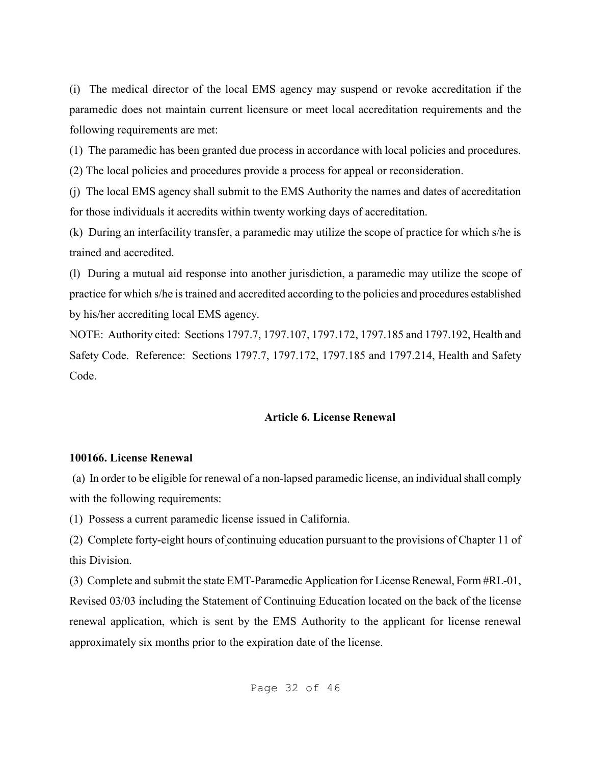(i) The medical director of the local EMS agency may suspend or revoke accreditation if the paramedic does not maintain current licensure or meet local accreditation requirements and the following requirements are met:

(1) The paramedic has been granted due process in accordance with local policies and procedures.

(2) The local policies and procedures provide a process for appeal or reconsideration.

(j) The local EMS agency shall submit to the EMS Authority the names and dates of accreditation for those individuals it accredits within twenty working days of accreditation.

(k) During an interfacility transfer, a paramedic may utilize the scope of practice for which s/he is trained and accredited.

(l) During a mutual aid response into another jurisdiction, a paramedic may utilize the scope of practice for which s/he is trained and accredited according to the policies and procedures established by his/her accrediting local EMS agency.

NOTE: Authority cited: Sections 1797.7, 1797.107, 1797.172, 1797.185 and 1797.192, Health and Safety Code. Reference: Sections 1797.7, 1797.172, 1797.185 and 1797.214, Health and Safety Code.

## Article 6. License Renewal

### 100166. License Renewal

(a) In order to be eligible for renewal of a non-lapsed paramedic license, an individual shall comply with the following requirements:

(1) Possess a current paramedic license issued in California.

(2) Complete forty-eight hours of continuing education pursuant to the provisions of Chapter 11 of this Division.

(3) Complete and submit the state EMT-Paramedic Application for License Renewal, Form #RL-01, Revised 03/03 including the Statement of Continuing Education located on the back of the license renewal application, which is sent by the EMS Authority to the applicant for license renewal approximately six months prior to the expiration date of the license.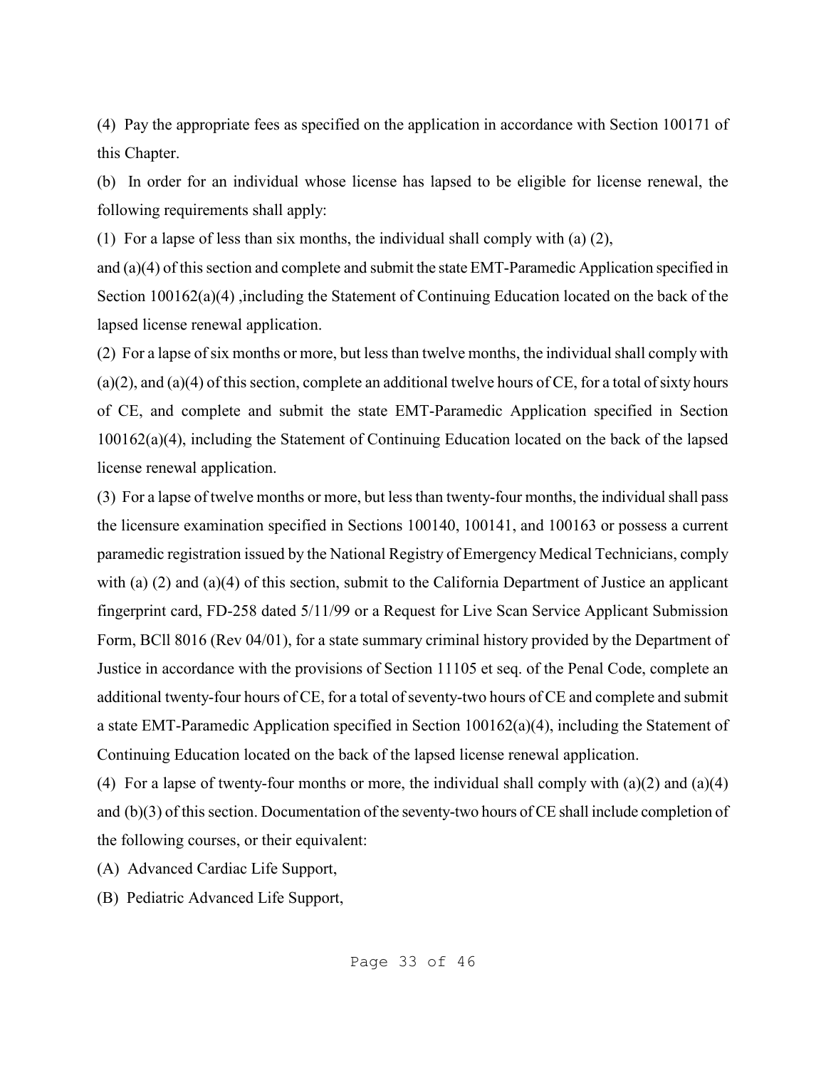(4) Pay the appropriate fees as specified on the application in accordance with Section 100171 of this Chapter.

(b) In order for an individual whose license has lapsed to be eligible for license renewal, the following requirements shall apply:

(1) For a lapse of less than six months, the individual shall comply with (a) (2), and (a)(4) of this section and complete and submit the state EMT-Paramedic Application specified in Section 100162(a)(4) ,including the Statement of Continuing Education located on the back of the lapsed license renewal application.

(2) For a lapse of six months or more, but less than twelve months, the individual shall comply with (a)(2), and (a)(4) of this section, complete an additional twelve hours of CE, for a total of sixty hours of CE, and complete and submit the state EMT-Paramedic Application specified in Section 100162(a)(4), including the Statement of Continuing Education located on the back of the lapsed license renewal application.

(3) For a lapse of twelve months or more, but less than twenty-four months, the individual shall pass the licensure examination specified in Sections 100140, 100141, and 100163 or possess a current paramedic registration issued by the National Registry of Emergency Medical Technicians, comply with (a) (2) and (a)(4) of this section, submit to the California Department of Justice an applicant fingerprint card, FD-258 dated 5/11/99 or a Request for Live Scan Service Applicant Submission Form, BCll 8016 (Rev 04/01), for a state summary criminal history provided by the Department of Justice in accordance with the provisions of Section 11105 et seq. of the Penal Code, complete an additional twenty-four hours of CE, for a total of seventy-two hours of CE and complete and submit a state EMT-Paramedic Application specified in Section 100162(a)(4), including the Statement of Continuing Education located on the back of the lapsed license renewal application.

(4) For a lapse of twenty-four months or more, the individual shall comply with (a)(2) and (a)(4) and (b)(3) of this section. Documentation of the seventy-two hours of CE shall include completion of the following courses, or their equivalent:

(A) Advanced Cardiac Life Support,

(B) Pediatric Advanced Life Support,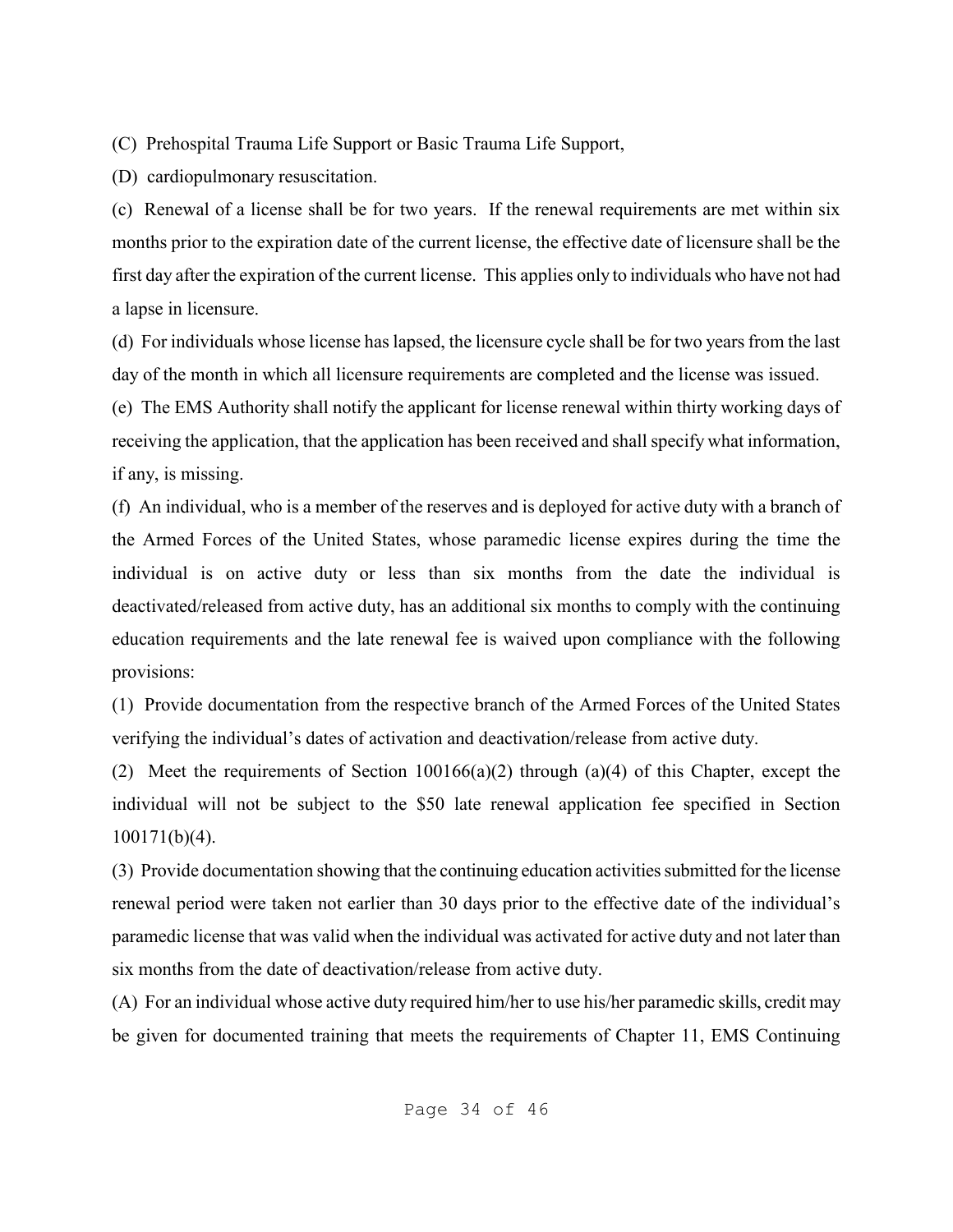(C) Prehospital Trauma Life Support or Basic Trauma Life Support,

(D) cardiopulmonary resuscitation.

(c) Renewal of a license shall be for two years. If the renewal requirements are met within six months prior to the expiration date of the current license, the effective date of licensure shall be the first day after the expiration of the current license. This applies only to individuals who have not had a lapse in licensure.

(d) For individuals whose license has lapsed, the licensure cycle shall be for two years from the last day of the month in which all licensure requirements are completed and the license was issued.

(e) The EMS Authority shall notify the applicant for license renewal within thirty working days of receiving the application, that the application has been received and shall specify what information, if any, is missing.

(f) An individual, who is a member of the reserves and is deployed for active duty with a branch of the Armed Forces of the United States, whose paramedic license expires during the time the individual is on active duty or less than six months from the date the individual is deactivated/released from active duty, has an additional six months to comply with the continuing education requirements and the late renewal fee is waived upon compliance with the following provisions:

(1) Provide documentation from the respective branch of the Armed Forces of the United States verifying the individual's dates of activation and deactivation/release from active duty.

(2) Meet the requirements of Section 100166(a)(2) through (a)(4) of this Chapter, except the individual will not be subject to the $50 late renewal application fee specified in Section 100171(b)(4).

(3) Provide documentation showing that the continuing education activities submitted for the license renewal period were taken not earlier than 30 days prior to the effective date of the individual's paramedic license that was valid when the individual was activated for active duty and not later than six months from the date of deactivation/release from active duty.

(A) For an individual whose active duty required him/her to use his/her paramedic skills, credit may be given for documented training that meets the requirements of Chapter 11, EMS Continuing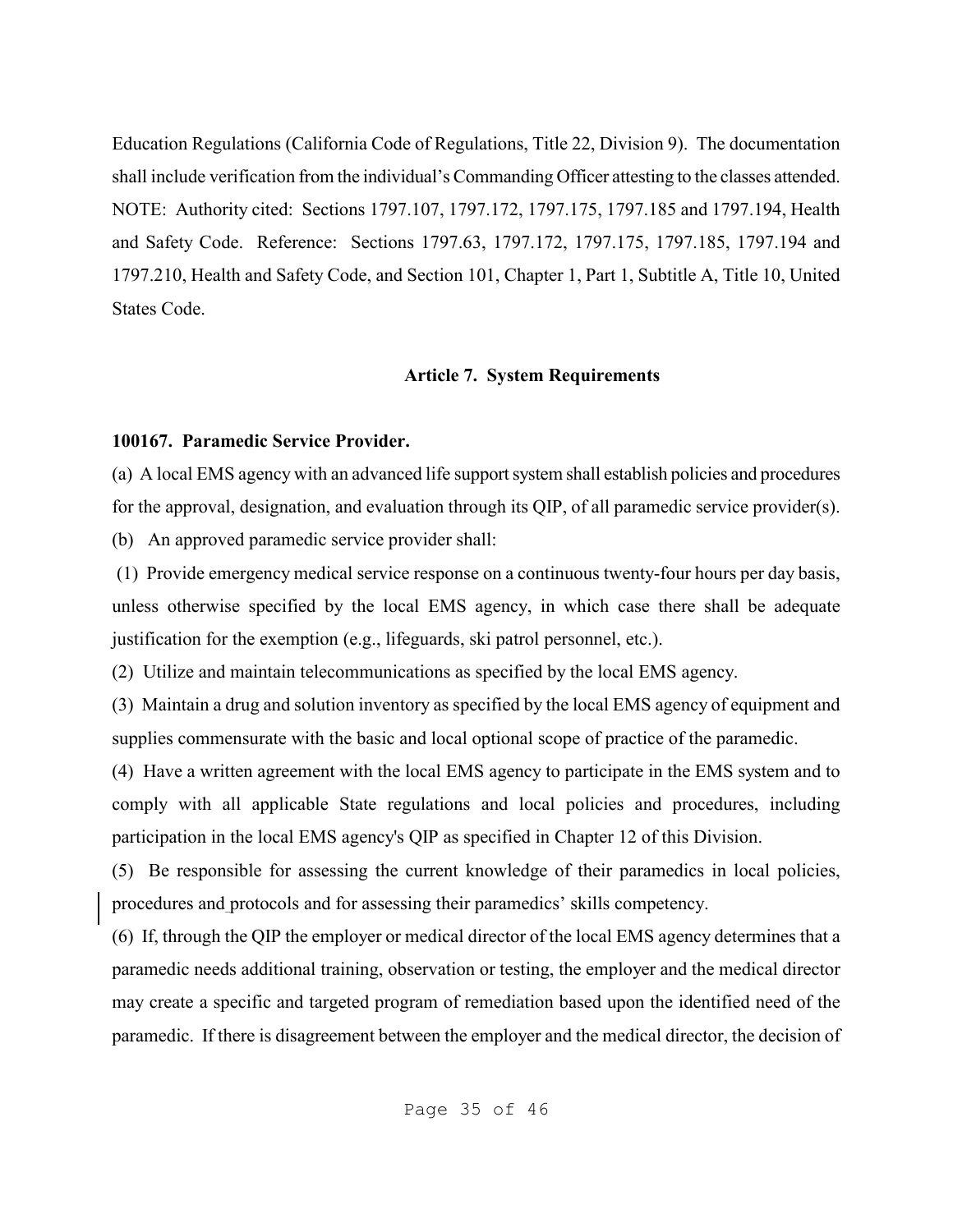Education Regulations (California Code of Regulations, Title 22, Division 9). The documentation shall include verification from the individual's Commanding Officer attesting to the classes attended.
NOTE: Authority cited: Sections 1797.107, 1797.172, 1797.175, 1797.185 and 1797.194, Health and Safety Code. Reference: Sections 1797.63, 1797.172, 1797.175, 1797.185, 1797.194 and 1797.210, Health and Safety Code, and Section 101, Chapter 1, Part 1, Subtitle A, Title 10, United States Code.

## Article 7. System Requirements

**100167. Paramedic Service Provider.**

(a) A local EMS agency with an advanced life support system shall establish policies and procedures for the approval, designation, and evaluation through its QIP, of all paramedic service provider(s).

(b) An approved paramedic service provider shall:

(1) Provide emergency medical service response on a continuous twenty-four hours per day basis, unless otherwise specified by the local EMS agency, in which case there shall be adequate justification for the exemption (e.g., lifeguards, ski patrol personnel, etc.).

(2) Utilize and maintain telecommunications as specified by the local EMS agency.

(3) Maintain a drug and solution inventory as specified by the local EMS agency of equipment and supplies commensurate with the basic and local optional scope of practice of the paramedic.

(4) Have a written agreement with the local EMS agency to participate in the EMS system and to comply with all applicable State regulations and local policies and procedures, including participation in the local EMS agency's QIP as specified in Chapter 12 of this Division.

(5) Be responsible for assessing the current knowledge of their paramedics in local policies, procedures and protocols and for assessing their paramedics' skills competency.

(6) If, through the QIP the employer or medical director of the local EMS agency determines that a paramedic needs additional training, observation or testing, the employer and the medical director may create a specific and targeted program of remediation based upon the identified need of the paramedic. If there is disagreement between the employer and the medical director, the decision of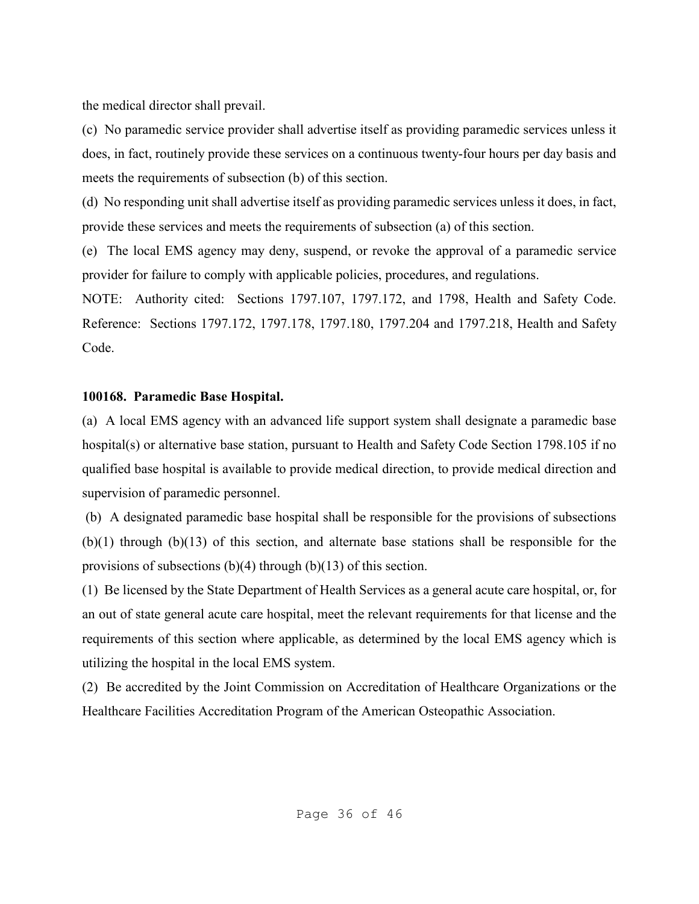the medical director shall prevail.

(c) No paramedic service provider shall advertise itself as providing paramedic services unless it does, in fact, routinely provide these services on a continuous twenty-four hours per day basis and meets the requirements of subsection (b) of this section.

(d) No responding unit shall advertise itself as providing paramedic services unless it does, in fact, provide these services and meets the requirements of subsection (a) of this section.

(e) The local EMS agency may deny, suspend, or revoke the approval of a paramedic service provider for failure to comply with applicable policies, procedures, and regulations.

NOTE: Authority cited: Sections 1797.107, 1797.172, and 1798, Health and Safety Code. Reference: Sections 1797.172, 1797.178, 1797.180, 1797.204 and 1797.218, Health and Safety Code.

**100168. Paramedic Base Hospital.**

(a) A local EMS agency with an advanced life support system shall designate a paramedic base hospital(s) or alternative base station, pursuant to Health and Safety Code Section 1798.105 if no qualified base hospital is available to provide medical direction, to provide medical direction and supervision of paramedic personnel.

(b) A designated paramedic base hospital shall be responsible for the provisions of subsections (b)(1) through (b)(13) of this section, and alternate base stations shall be responsible for the provisions of subsections (b)(4) through (b)(13) of this section.

(1) Be licensed by the State Department of Health Services as a general acute care hospital, or, for an out of state general acute care hospital, meet the relevant requirements for that license and the requirements of this section where applicable, as determined by the local EMS agency which is utilizing the hospital in the local EMS system.

(2) Be accredited by the Joint Commission on Accreditation of Healthcare Organizations or the Healthcare Facilities Accreditation Program of the American Osteopathic Association.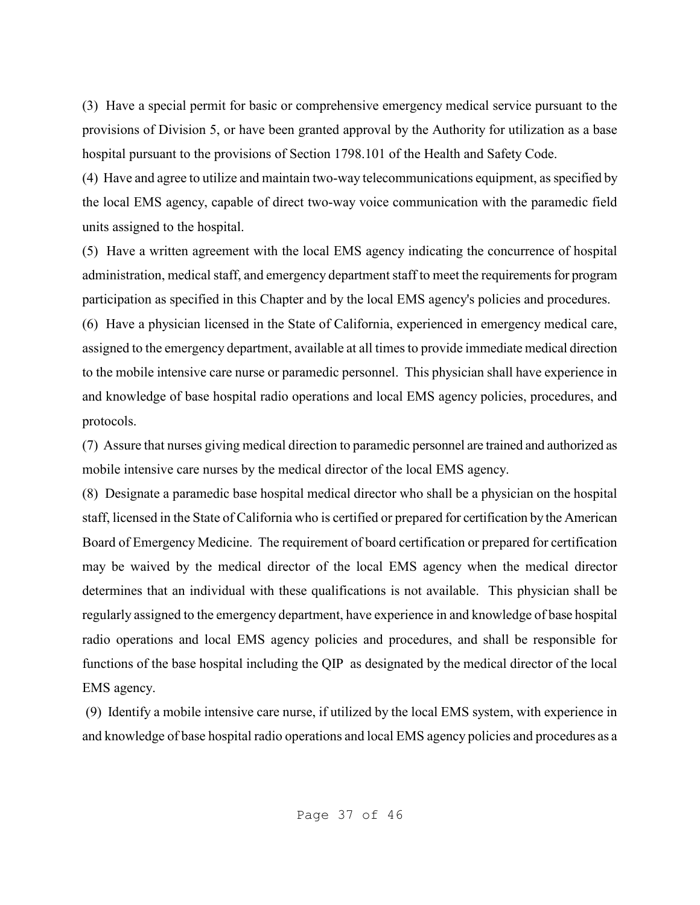(3) Have a special permit for basic or comprehensive emergency medical service pursuant to the provisions of Division 5, or have been granted approval by the Authority for utilization as a base hospital pursuant to the provisions of Section 1798.101 of the Health and Safety Code.

(4) Have and agree to utilize and maintain two-way telecommunications equipment, as specified by the local EMS agency, capable of direct two-way voice communication with the paramedic field units assigned to the hospital.

(5) Have a written agreement with the local EMS agency indicating the concurrence of hospital administration, medical staff, and emergency department staff to meet the requirements for program participation as specified in this Chapter and by the local EMS agency's policies and procedures.

(6) Have a physician licensed in the State of California, experienced in emergency medical care, assigned to the emergency department, available at all times to provide immediate medical direction to the mobile intensive care nurse or paramedic personnel. This physician shall have experience in and knowledge of base hospital radio operations and local EMS agency policies, procedures, and protocols.

(7) Assure that nurses giving medical direction to paramedic personnel are trained and authorized as mobile intensive care nurses by the medical director of the local EMS agency.

(8) Designate a paramedic base hospital medical director who shall be a physician on the hospital staff, licensed in the State of California who is certified or prepared for certification by the American Board of Emergency Medicine. The requirement of board certification or prepared for certification may be waived by the medical director of the local EMS agency when the medical director determines that an individual with these qualifications is not available. This physician shall be regularly assigned to the emergency department, have experience in and knowledge of base hospital radio operations and local EMS agency policies and procedures, and shall be responsible for functions of the base hospital including the QIP as designated by the medical director of the local EMS agency.

(9) Identify a mobile intensive care nurse, if utilized by the local EMS system, with experience in and knowledge of base hospital radio operations and local EMS agency policies and procedures as a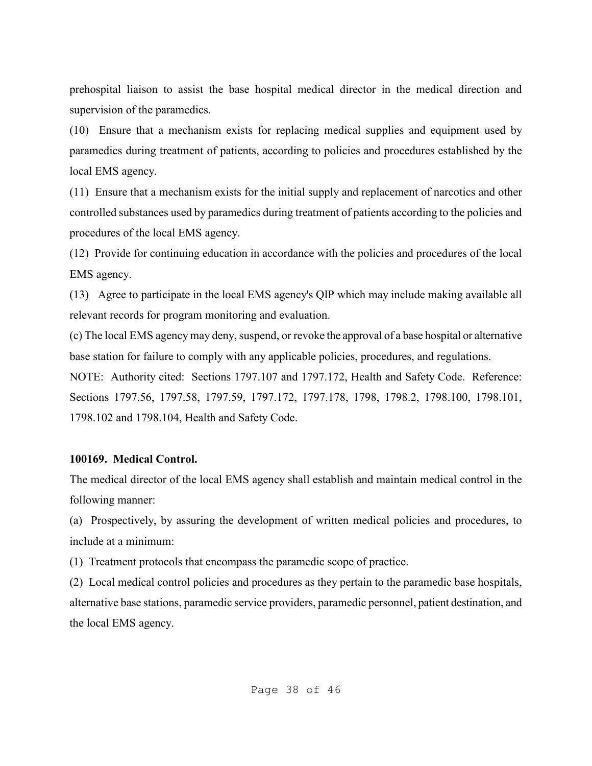prehospital liaison to assist the base hospital medical director in the medical direction and supervision of the paramedics.

(10) Ensure that a mechanism exists for replacing medical supplies and equipment used by paramedics during treatment of patients, according to policies and procedures established by the local EMS agency.

(11) Ensure that a mechanism exists for the initial supply and replacement of narcotics and other controlled substances used by paramedics during treatment of patients according to the policies and procedures of the local EMS agency.

(12) Provide for continuing education in accordance with the policies and procedures of the local EMS agency.

(13) Agree to participate in the local EMS agency's QIP which may include making available all relevant records for program monitoring and evaluation.

(c) The local EMS agency may deny, suspend, or revoke the approval of a base hospital or alternative base station for failure to comply with any applicable policies, procedures, and regulations.

NOTE: Authority cited: Sections 1797.107 and 1797.172, Health and Safety Code. Reference: Sections 1797.56, 1797.58, 1797.59, 1797.172, 1797.178, 1798, 1798.2, 1798.100, 1798.101, 1798.102 and 1798.104, Health and Safety Code.

**100169. Medical Control.**

The medical director of the local EMS agency shall establish and maintain medical control in the following manner:

(a) Prospectively, by assuring the development of written medical policies and procedures, to include at a minimum:

(1) Treatment protocols that encompass the paramedic scope of practice.

(2) Local medical control policies and procedures as they pertain to the paramedic base hospitals, alternative base stations, paramedic service providers, paramedic personnel, patient destination, and the local EMS agency.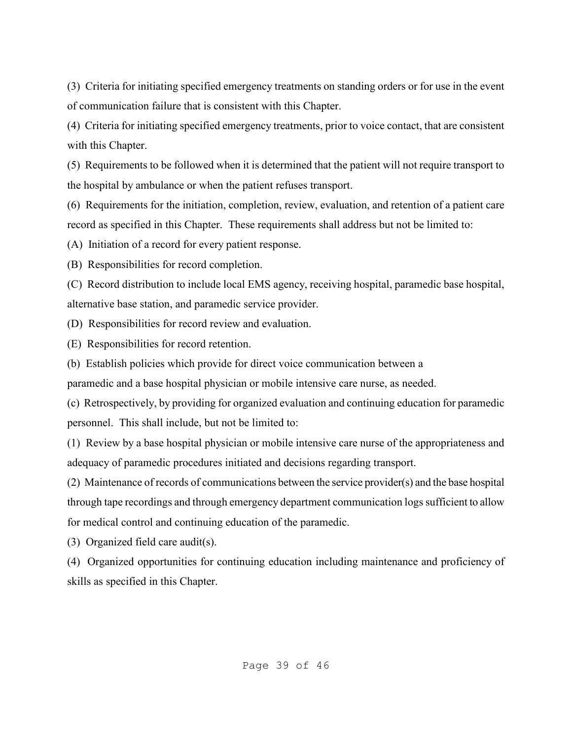(3) Criteria for initiating specified emergency treatments on standing orders or for use in the event of communication failure that is consistent with this Chapter.

(4) Criteria for initiating specified emergency treatments, prior to voice contact, that are consistent with this Chapter.

(5) Requirements to be followed when it is determined that the patient will not require transport to the hospital by ambulance or when the patient refuses transport.

(6) Requirements for the initiation, completion, review, evaluation, and retention of a patient care record as specified in this Chapter. These requirements shall address but not be limited to:

(A) Initiation of a record for every patient response.

(B) Responsibilities for record completion.

(C) Record distribution to include local EMS agency, receiving hospital, paramedic base hospital, alternative base station, and paramedic service provider.

(D) Responsibilities for record review and evaluation.

(E) Responsibilities for record retention.

(b) Establish policies which provide for direct voice communication between a paramedic and a base hospital physician or mobile intensive care nurse, as needed.

(c) Retrospectively, by providing for organized evaluation and continuing education for paramedic personnel. This shall include, but not be limited to:

(1) Review by a base hospital physician or mobile intensive care nurse of the appropriateness and adequacy of paramedic procedures initiated and decisions regarding transport.

(2) Maintenance of records of communications between the service provider(s) and the base hospital through tape recordings and through emergency department communication logs sufficient to allow for medical control and continuing education of the paramedic.

(3) Organized field care audit(s).

(4) Organized opportunities for continuing education including maintenance and proficiency of skills as specified in this Chapter.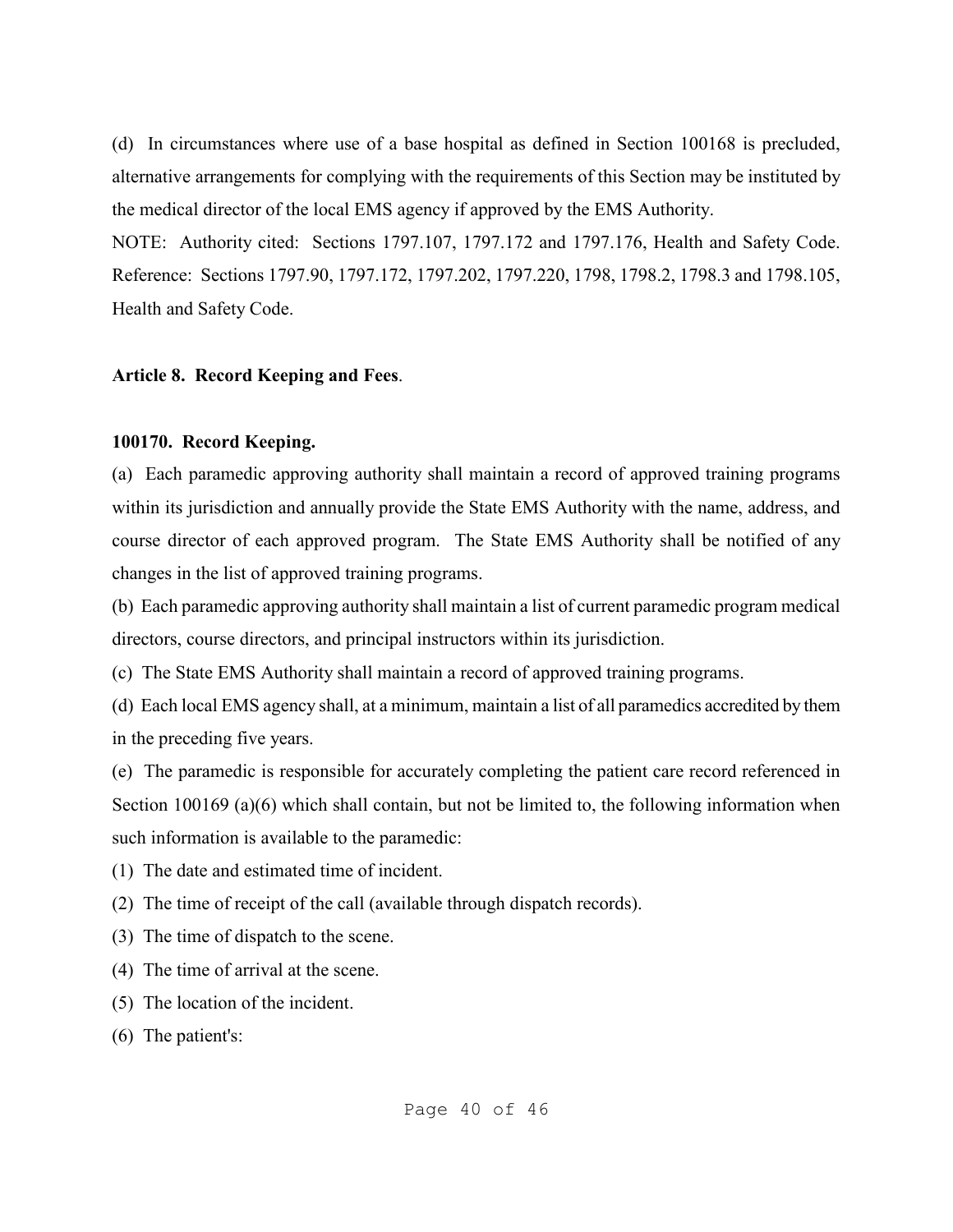(d) In circumstances where use of a base hospital as defined in Section 100168 is precluded, alternative arrangements for complying with the requirements of this Section may be instituted by the medical director of the local EMS agency if approved by the EMS Authority.

NOTE: Authority cited: Sections 1797.107, 1797.172 and 1797.176, Health and Safety Code. Reference: Sections 1797.90, 1797.172, 1797.202, 1797.220, 1798, 1798.2, 1798.3 and 1798.105, Health and Safety Code.

**Article 8. Record Keeping and Fees**.

**100170. Record Keeping.**

(a) Each paramedic approving authority shall maintain a record of approved training programs within its jurisdiction and annually provide the State EMS Authority with the name, address, and course director of each approved program. The State EMS Authority shall be notified of any changes in the list of approved training programs.

(b) Each paramedic approving authority shall maintain a list of current paramedic program medical directors, course directors, and principal instructors within its jurisdiction.

(c) The State EMS Authority shall maintain a record of approved training programs.

(d) Each local EMS agency shall, at a minimum, maintain a list of all paramedics accredited by them in the preceding five years.

(e) The paramedic is responsible for accurately completing the patient care record referenced in Section 100169 (a)(6) which shall contain, but not be limited to, the following information when such information is available to the paramedic:

(1) The date and estimated time of incident.

(2) The time of receipt of the call (available through dispatch records).

(3) The time of dispatch to the scene.

(4) The time of arrival at the scene.

(5) The location of the incident.

(6) The patient's: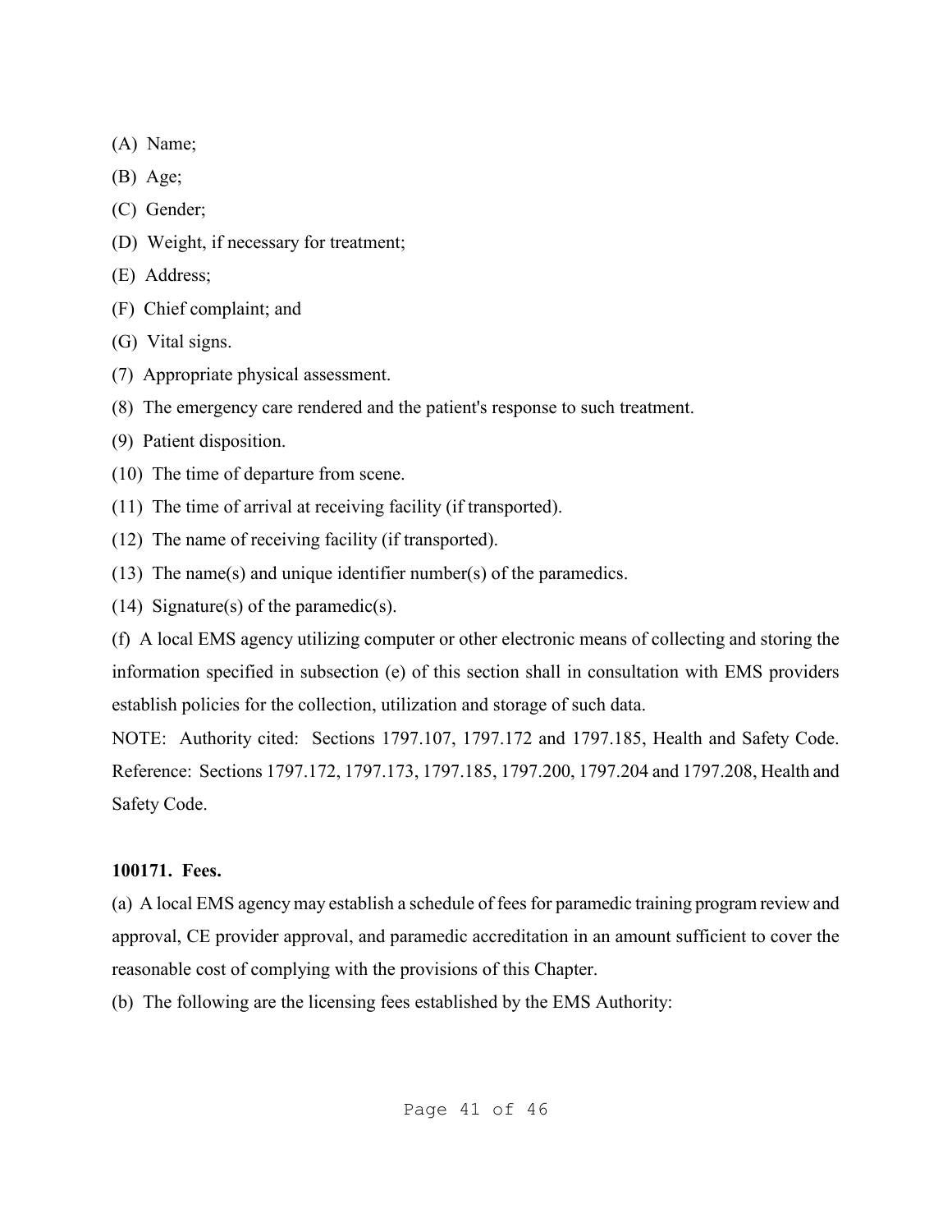(A) Name;

(B) Age;

(C) Gender;

(D) Weight, if necessary for treatment;

(E) Address;

(F) Chief complaint; and

(G) Vital signs.

(7) Appropriate physical assessment.

(8) The emergency care rendered and the patient's response to such treatment.

(9) Patient disposition.

(10) The time of departure from scene.

(11) The time of arrival at receiving facility (if transported).

(12) The name of receiving facility (if transported).

(13) The name(s) and unique identifier number(s) of the paramedics.

(14) Signature(s) of the paramedic(s).

(f) A local EMS agency utilizing computer or other electronic means of collecting and storing the information specified in subsection (e) of this section shall in consultation with EMS providers establish policies for the collection, utilization and storage of such data.

NOTE: Authority cited: Sections 1797.107, 1797.172 and 1797.185, Health and Safety Code. Reference: Sections 1797.172, 1797.173, 1797.185, 1797.200, 1797.204 and 1797.208, Health and Safety Code.

**100171. Fees.**

(a) A local EMS agency may establish a schedule of fees for paramedic training program review and approval, CE provider approval, and paramedic accreditation in an amount sufficient to cover the reasonable cost of complying with the provisions of this Chapter.

(b) The following are the licensing fees established by the EMS Authority: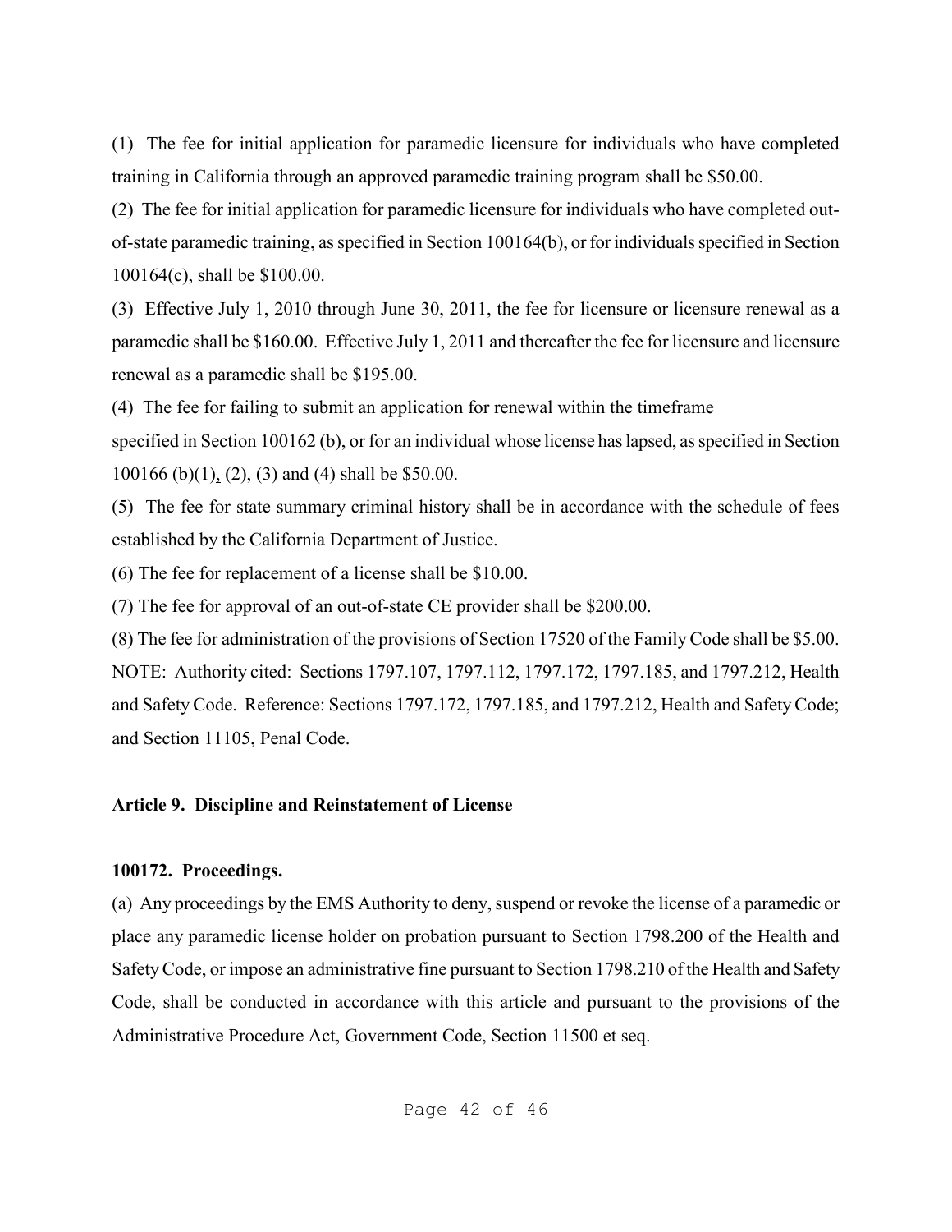(1) The fee for initial application for paramedic licensure for individuals who have completed training in California through an approved paramedic training program shall be $50.00.

(2) The fee for initial application for paramedic licensure for individuals who have completed out-of-state paramedic training, as specified in Section 100164(b), or for individuals specified in Section 100164(c), shall be $100.00.

(3) Effective July 1, 2010 through June 30, 2011, the fee for licensure or licensure renewal as a paramedic shall be $160.00. Effective July 1, 2011 and thereafter the fee for licensure and licensure renewal as a paramedic shall be $195.00.

(4) The fee for failing to submit an application for renewal within the timeframe specified in Section 100162 (b), or for an individual whose license has lapsed, as specified in Section 100166 (b)(1), (2), (3) and (4) shall be $50.00.

(5) The fee for state summary criminal history shall be in accordance with the schedule of fees established by the California Department of Justice.

(6) The fee for replacement of a license shall be $10.00.

(7) The fee for approval of an out-of-state CE provider shall be $200.00.

(8) The fee for administration of the provisions of Section 17520 of the Family Code shall be $5.00.

NOTE: Authority cited: Sections 1797.107, 1797.112, 1797.172, 1797.185, and 1797.212, Health and Safety Code. Reference: Sections 1797.172, 1797.185, and 1797.212, Health and Safety Code; and Section 11105, Penal Code.

**Article 9. Discipline and Reinstatement of License**

**100172. Proceedings.**

(a) Any proceedings by the EMS Authority to deny, suspend or revoke the license of a paramedic or place any paramedic license holder on probation pursuant to Section 1798.200 of the Health and Safety Code, or impose an administrative fine pursuant to Section 1798.210 of the Health and Safety Code, shall be conducted in accordance with this article and pursuant to the provisions of the Administrative Procedure Act, Government Code, Section 11500 et seq.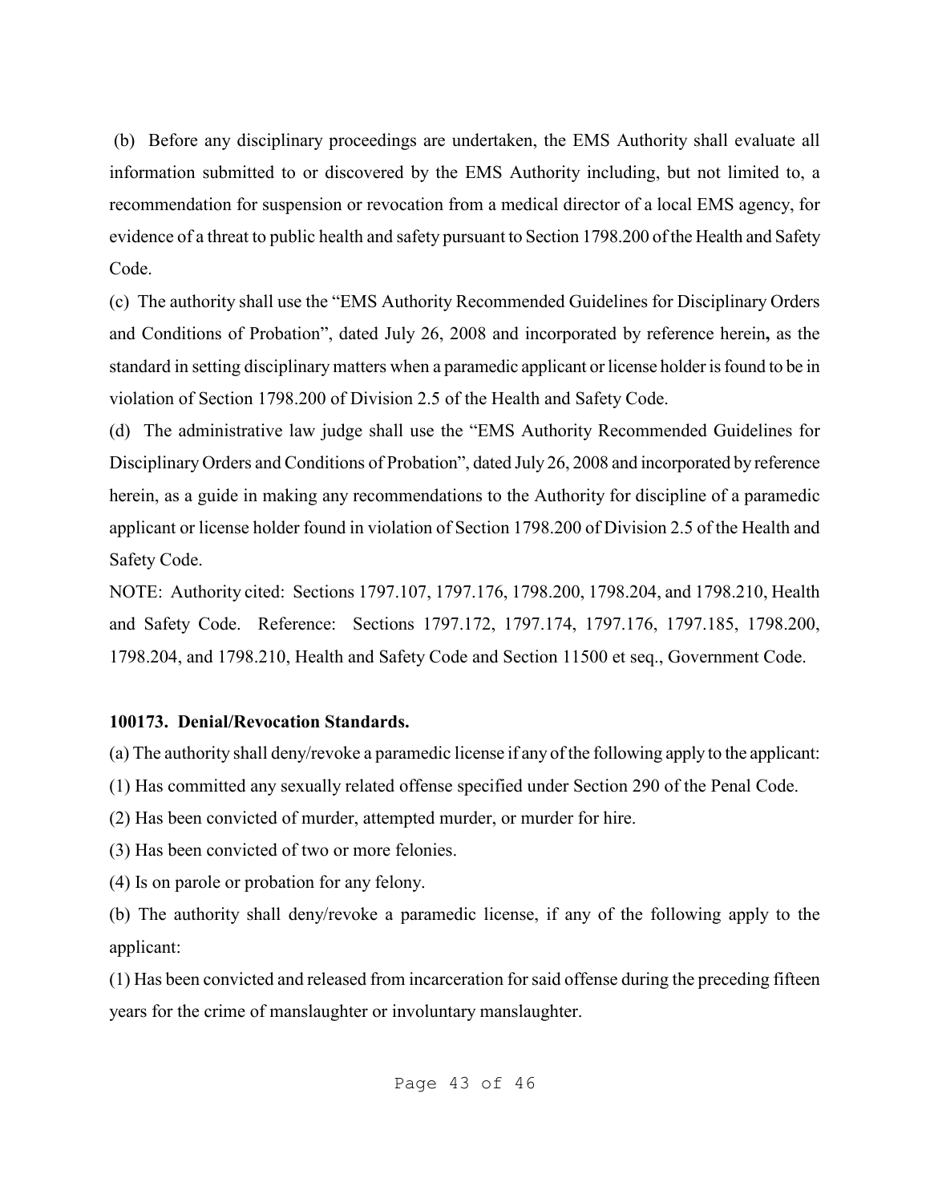(b) Before any disciplinary proceedings are undertaken, the EMS Authority shall evaluate all information submitted to or discovered by the EMS Authority including, but not limited to, a recommendation for suspension or revocation from a medical director of a local EMS agency, for evidence of a threat to public health and safety pursuant to Section 1798.200 of the Health and Safety Code.

(c) The authority shall use the "EMS Authority Recommended Guidelines for Disciplinary Orders and Conditions of Probation", dated July 26, 2008 and incorporated by reference herein**,** as the standard in setting disciplinary matters when a paramedic applicant or license holder is found to be in violation of Section 1798.200 of Division 2.5 of the Health and Safety Code.

(d) The administrative law judge shall use the "EMS Authority Recommended Guidelines for Disciplinary Orders and Conditions of Probation", dated July 26, 2008 and incorporated by reference herein, as a guide in making any recommendations to the Authority for discipline of a paramedic applicant or license holder found in violation of Section 1798.200 of Division 2.5 of the Health and Safety Code.

NOTE: Authority cited: Sections 1797.107, 1797.176, 1798.200, 1798.204, and 1798.210, Health and Safety Code. Reference: Sections 1797.172, 1797.174, 1797.176, 1797.185, 1798.200, 1798.204, and 1798.210, Health and Safety Code and Section 11500 et seq., Government Code.

**100173. Denial/Revocation Standards.**

(a) The authority shall deny/revoke a paramedic license if any of the following apply to the applicant:

(1) Has committed any sexually related offense specified under Section 290 of the Penal Code.

(2) Has been convicted of murder, attempted murder, or murder for hire.

(3) Has been convicted of two or more felonies.

(4) Is on parole or probation for any felony.

(b) The authority shall deny/revoke a paramedic license, if any of the following apply to the applicant:

(1) Has been convicted and released from incarceration for said offense during the preceding fifteen years for the crime of manslaughter or involuntary manslaughter.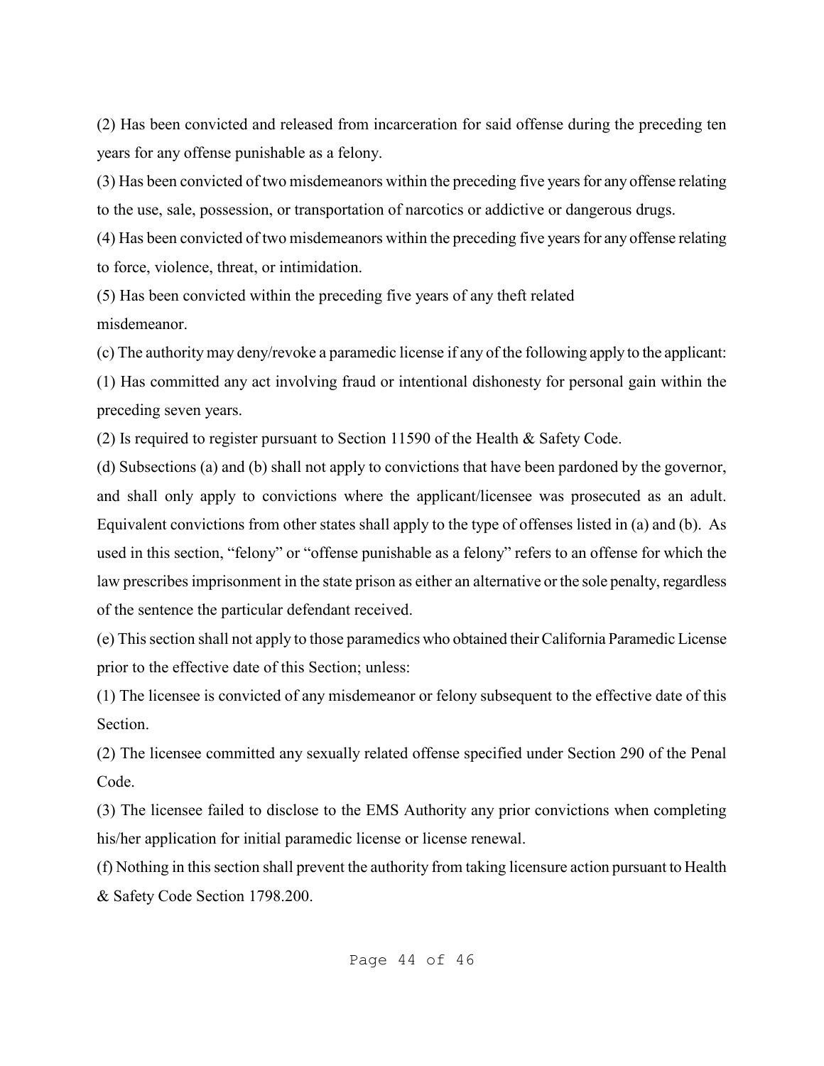(2) Has been convicted and released from incarceration for said offense during the preceding ten years for any offense punishable as a felony.

(3) Has been convicted of two misdemeanors within the preceding five years for any offense relating to the use, sale, possession, or transportation of narcotics or addictive or dangerous drugs.

(4) Has been convicted of two misdemeanors within the preceding five years for any offense relating to force, violence, threat, or intimidation.

(5) Has been convicted within the preceding five years of any theft related misdemeanor.

(c) The authority may deny/revoke a paramedic license if any of the following apply to the applicant:

(1) Has committed any act involving fraud or intentional dishonesty for personal gain within the preceding seven years.

(2) Is required to register pursuant to Section 11590 of the Health & Safety Code.

(d) Subsections (a) and (b) shall not apply to convictions that have been pardoned by the governor, and shall only apply to convictions where the applicant/licensee was prosecuted as an adult. Equivalent convictions from other states shall apply to the type of offenses listed in (a) and (b). As used in this section, "felony" or "offense punishable as a felony" refers to an offense for which the law prescribes imprisonment in the state prison as either an alternative or the sole penalty, regardless of the sentence the particular defendant received.

(e) This section shall not apply to those paramedics who obtained their California Paramedic License prior to the effective date of this Section; unless:

(1) The licensee is convicted of any misdemeanor or felony subsequent to the effective date of this Section.

(2) The licensee committed any sexually related offense specified under Section 290 of the Penal Code.

(3) The licensee failed to disclose to the EMS Authority any prior convictions when completing his/her application for initial paramedic license or license renewal.

(f) Nothing in this section shall prevent the authority from taking licensure action pursuant to Health & Safety Code Section 1798.200.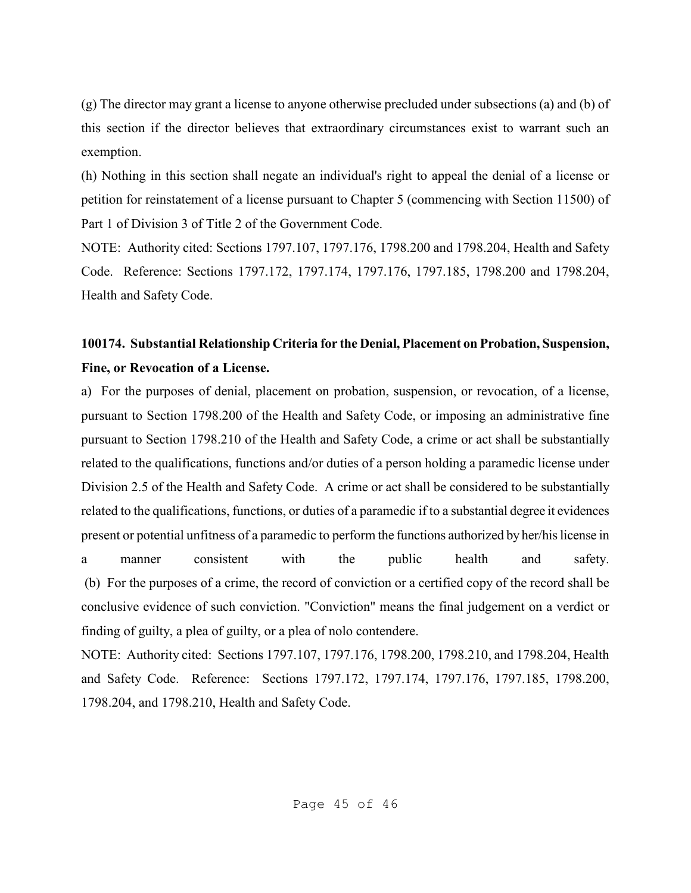(g) The director may grant a license to anyone otherwise precluded under subsections (a) and (b) of this section if the director believes that extraordinary circumstances exist to warrant such an exemption.

(h) Nothing in this section shall negate an individual's right to appeal the denial of a license or petition for reinstatement of a license pursuant to Chapter 5 (commencing with Section 11500) of Part 1 of Division 3 of Title 2 of the Government Code.

NOTE: Authority cited: Sections 1797.107, 1797.176, 1798.200 and 1798.204, Health and Safety Code. Reference: Sections 1797.172, 1797.174, 1797.176, 1797.185, 1798.200 and 1798.204, Health and Safety Code.

**100174. Substantial Relationship Criteria for the Denial, Placement on Probation, Suspension, Fine, or Revocation of a License.**

a) For the purposes of denial, placement on probation, suspension, or revocation, of a license, pursuant to Section 1798.200 of the Health and Safety Code, or imposing an administrative fine pursuant to Section 1798.210 of the Health and Safety Code, a crime or act shall be substantially related to the qualifications, functions and/or duties of a person holding a paramedic license under Division 2.5 of the Health and Safety Code. A crime or act shall be considered to be substantially related to the qualifications, functions, or duties of a paramedic if to a substantial degree it evidences present or potential unfitness of a paramedic to perform the functions authorized by her/his license in a manner consistent with the public health and safety.

(b) For the purposes of a crime, the record of conviction or a certified copy of the record shall be conclusive evidence of such conviction. "Conviction" means the final judgement on a verdict or finding of guilty, a plea of guilty, or a plea of nolo contendere.

NOTE: Authority cited: Sections 1797.107, 1797.176, 1798.200, 1798.210, and 1798.204, Health and Safety Code. Reference: Sections 1797.172, 1797.174, 1797.176, 1797.185, 1798.200, 1798.204, and 1798.210, Health and Safety Code.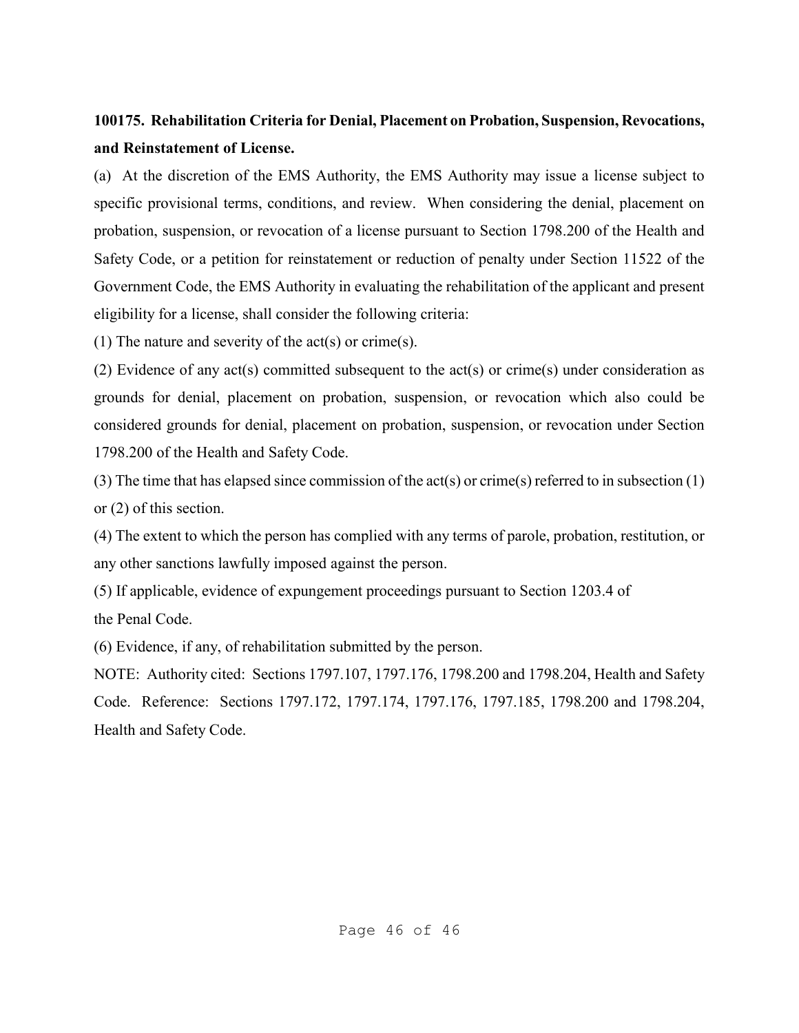**100175. Rehabilitation Criteria for Denial, Placement on Probation, Suspension, Revocations, and Reinstatement of License.**

(a) At the discretion of the EMS Authority, the EMS Authority may issue a license subject to specific provisional terms, conditions, and review. When considering the denial, placement on probation, suspension, or revocation of a license pursuant to Section 1798.200 of the Health and Safety Code, or a petition for reinstatement or reduction of penalty under Section 11522 of the Government Code, the EMS Authority in evaluating the rehabilitation of the applicant and present eligibility for a license, shall consider the following criteria:

(1) The nature and severity of the act(s) or crime(s).

(2) Evidence of any act(s) committed subsequent to the act(s) or crime(s) under consideration as grounds for denial, placement on probation, suspension, or revocation which also could be considered grounds for denial, placement on probation, suspension, or revocation under Section 1798.200 of the Health and Safety Code.

(3) The time that has elapsed since commission of the act(s) or crime(s) referred to in subsection (1) or (2) of this section.

(4) The extent to which the person has complied with any terms of parole, probation, restitution, or any other sanctions lawfully imposed against the person.

(5) If applicable, evidence of expungement proceedings pursuant to Section 1203.4 of the Penal Code.

(6) Evidence, if any, of rehabilitation submitted by the person.

NOTE: Authority cited: Sections 1797.107, 1797.176, 1798.200 and 1798.204, Health and Safety Code. Reference: Sections 1797.172, 1797.174, 1797.176, 1797.185, 1798.200 and 1798.204, Health and Safety Code.